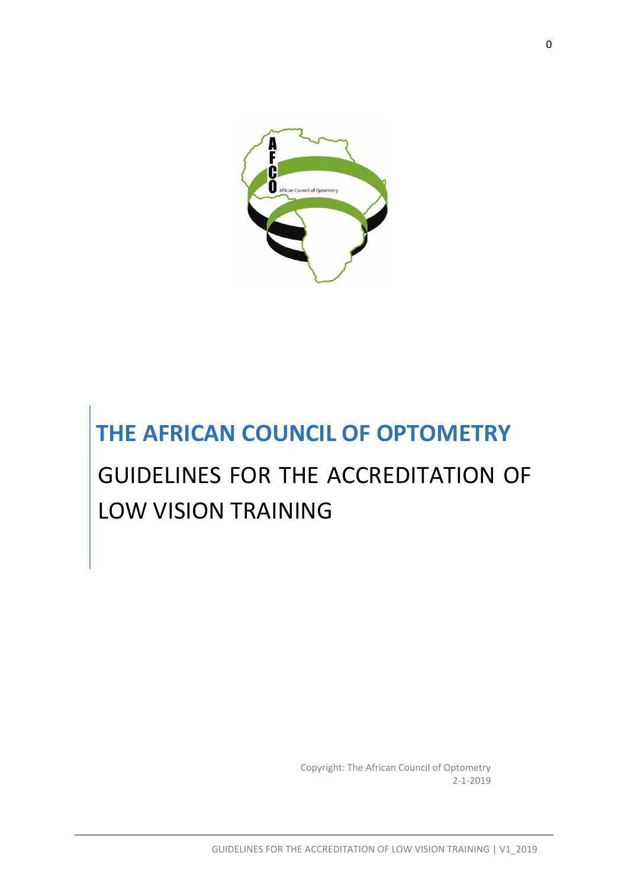# THE AFRICAN COUNCIL OF OPTOMETRY

## GUIDELINES FOR THE ACCREDITATION OF LOW VISION TRAINING

Copyright: The African Council of Optometry
2-1-2019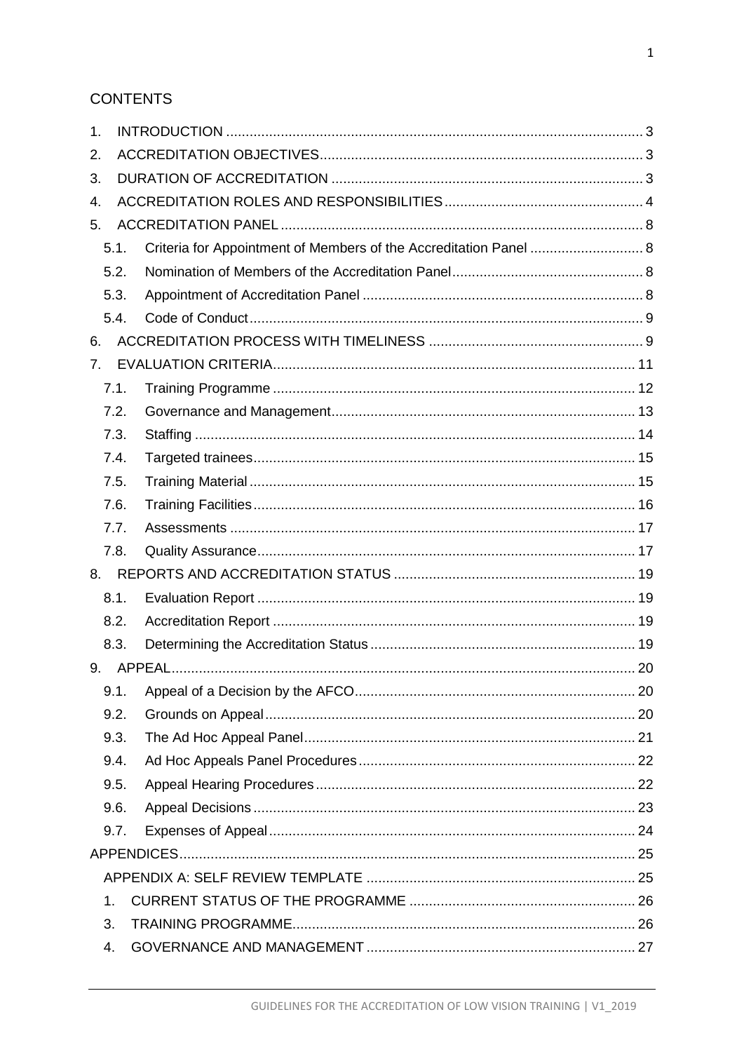## CONTENTS

1. INTRODUCTION .......... 3
2. ACCREDITATION OBJECTIVES .......... 3
3. DURATION OF ACCREDITATION .......... 3
4. ACCREDITATION ROLES AND RESPONSIBILITIES .......... 4
5. ACCREDITATION PANEL .......... 8
   - 5.1. Criteria for Appointment of Members of the Accreditation Panel .......... 8
   - 5.2. Nomination of Members of the Accreditation Panel .......... 8
   - 5.3. Appointment of Accreditation Panel .......... 8
   - 5.4. Code of Conduct .......... 9
6. ACCREDITATION PROCESS WITH TIMELINESS .......... 9
7. EVALUATION CRITERIA .......... 11
   - 7.1. Training Programme .......... 12
   - 7.2. Governance and Management .......... 13
   - 7.3. Staffing .......... 14
   - 7.4. Targeted trainees .......... 15
   - 7.5. Training Material .......... 15
   - 7.6. Training Facilities .......... 16
   - 7.7. Assessments .......... 17
   - 7.8. Quality Assurance .......... 17
8. REPORTS AND ACCREDITATION STATUS .......... 19
   - 8.1. Evaluation Report .......... 19
   - 8.2. Accreditation Report .......... 19
   - 8.3. Determining the Accreditation Status .......... 19
9. APPEAL .......... 20
   - 9.1. Appeal of a Decision by the AFCO .......... 20
   - 9.2. Grounds on Appeal .......... 20
   - 9.3. The Ad Hoc Appeal Panel .......... 21
   - 9.4. Ad Hoc Appeals Panel Procedures .......... 22
   - 9.5. Appeal Hearing Procedures .......... 22
   - 9.6. Appeal Decisions .......... 23
   - 9.7. Expenses of Appeal .......... 24

APPENDICES .......... 25

- APPENDIX A: SELF REVIEW TEMPLATE .......... 25
  1. CURRENT STATUS OF THE PROGRAMME .......... 26
  3. TRAINING PROGRAMME .......... 26
  4. GOVERNANCE AND MANAGEMENT .......... 27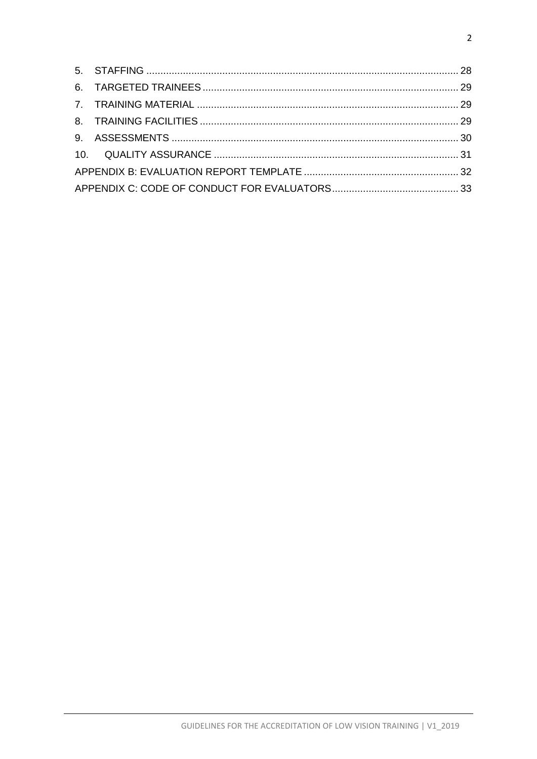5. STAFFING ........................................................................................................... 28
6. TARGETED TRAINEES ......................................................................................... 29
7. TRAINING MATERIAL ........................................................................................... 29
8. TRAINING FACILITIES .......................................................................................... 29
9. ASSESSMENTS .................................................................................................... 30
10. QUALITY ASSURANCE ..................................................................................... 31

APPENDIX B: EVALUATION REPORT TEMPLATE ...................................................... 32

APPENDIX C: CODE OF CONDUCT FOR EVALUATORS ............................................ 33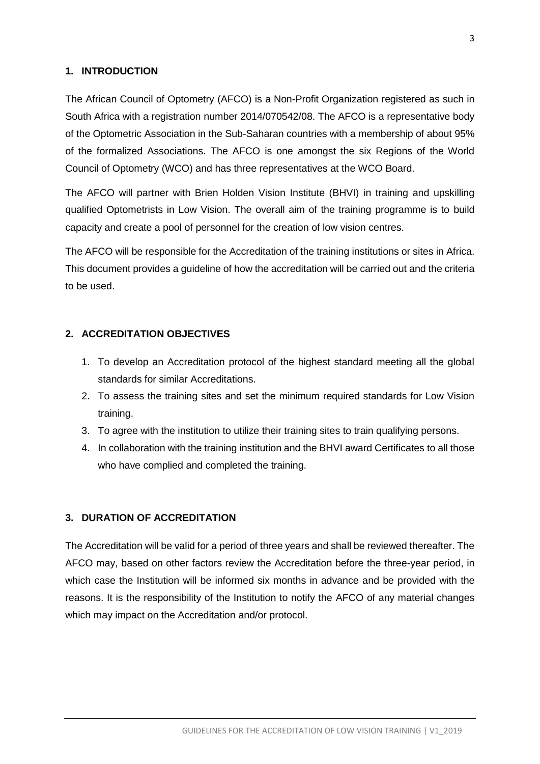## 1. INTRODUCTION

The African Council of Optometry (AFCO) is a Non-Profit Organization registered as such in South Africa with a registration number 2014/070542/08. The AFCO is a representative body of the Optometric Association in the Sub-Saharan countries with a membership of about 95% of the formalized Associations. The AFCO is one amongst the six Regions of the World Council of Optometry (WCO) and has three representatives at the WCO Board.

The AFCO will partner with Brien Holden Vision Institute (BHVI) in training and upskilling qualified Optometrists in Low Vision. The overall aim of the training programme is to build capacity and create a pool of personnel for the creation of low vision centres.

The AFCO will be responsible for the Accreditation of the training institutions or sites in Africa. This document provides a guideline of how the accreditation will be carried out and the criteria to be used.

## 2. ACCREDITATION OBJECTIVES

1. To develop an Accreditation protocol of the highest standard meeting all the global standards for similar Accreditations.
2. To assess the training sites and set the minimum required standards for Low Vision training.
3. To agree with the institution to utilize their training sites to train qualifying persons.
4. In collaboration with the training institution and the BHVI award Certificates to all those who have complied and completed the training.

## 3. DURATION OF ACCREDITATION

The Accreditation will be valid for a period of three years and shall be reviewed thereafter. The AFCO may, based on other factors review the Accreditation before the three-year period, in which case the Institution will be informed six months in advance and be provided with the reasons. It is the responsibility of the Institution to notify the AFCO of any material changes which may impact on the Accreditation and/or protocol.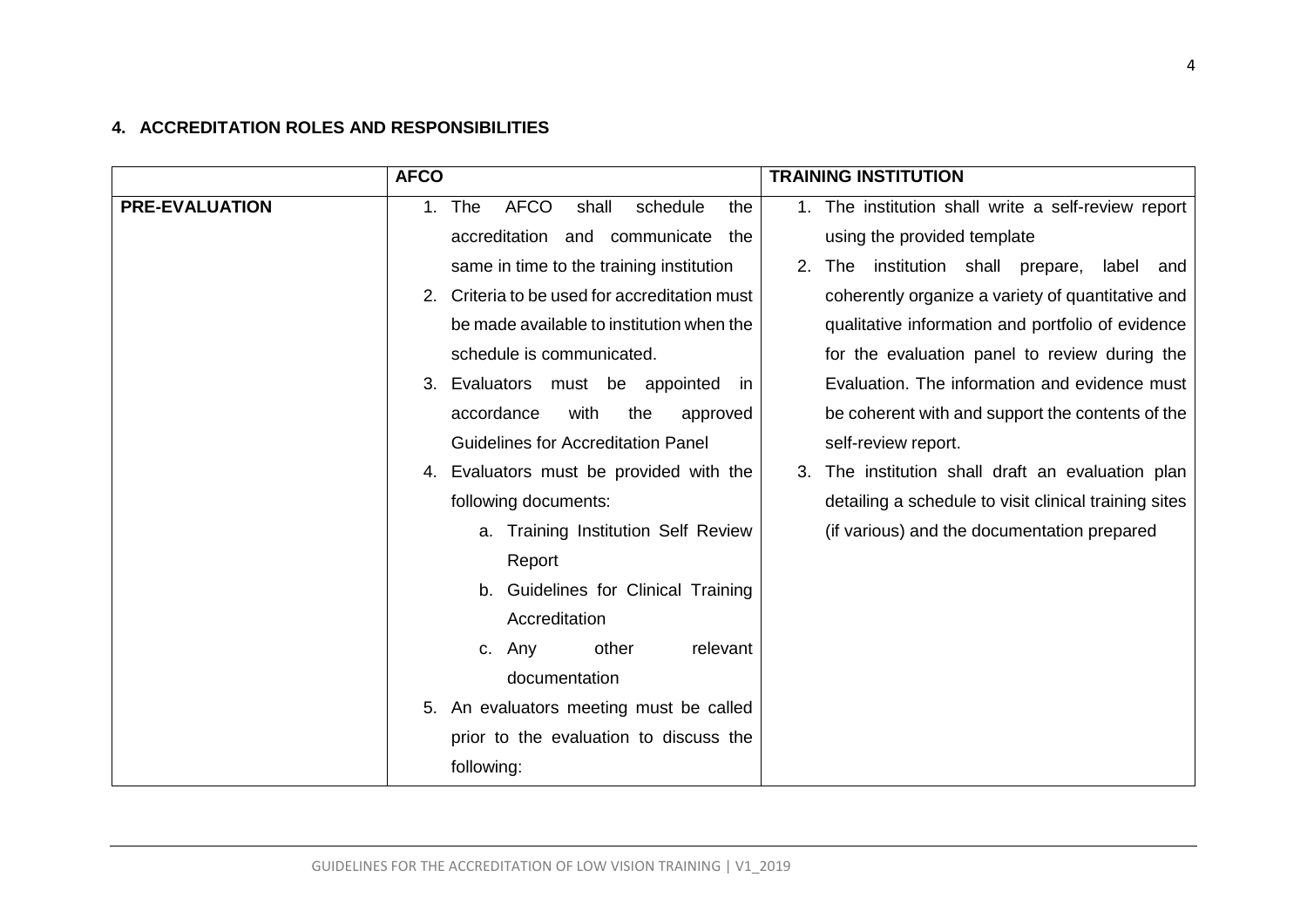## 4. ACCREDITATION ROLES AND RESPONSIBILITIES

| | AFCO | TRAINING INSTITUTION |
|---|---|---|
| **PRE-EVALUATION** | 1. The AFCO shall schedule the accreditation and communicate the same in time to the training institution<br>2. Criteria to be used for accreditation must be made available to institution when the schedule is communicated.<br>3. Evaluators must be appointed in accordance with the approved Guidelines for Accreditation Panel<br>4. Evaluators must be provided with the following documents:<br>a. Training Institution Self Review Report<br>b. Guidelines for Clinical Training Accreditation<br>c. Any other relevant documentation<br>5. An evaluators meeting must be called prior to the evaluation to discuss the following: | 1. The institution shall write a self-review report using the provided template<br>2. The institution shall prepare, label and coherently organize a variety of quantitative and qualitative information and portfolio of evidence for the evaluation panel to review during the Evaluation. The information and evidence must be coherent with and support the contents of the self-review report.<br>3. The institution shall draft an evaluation plan detailing a schedule to visit clinical training sites (if various) and the documentation prepared |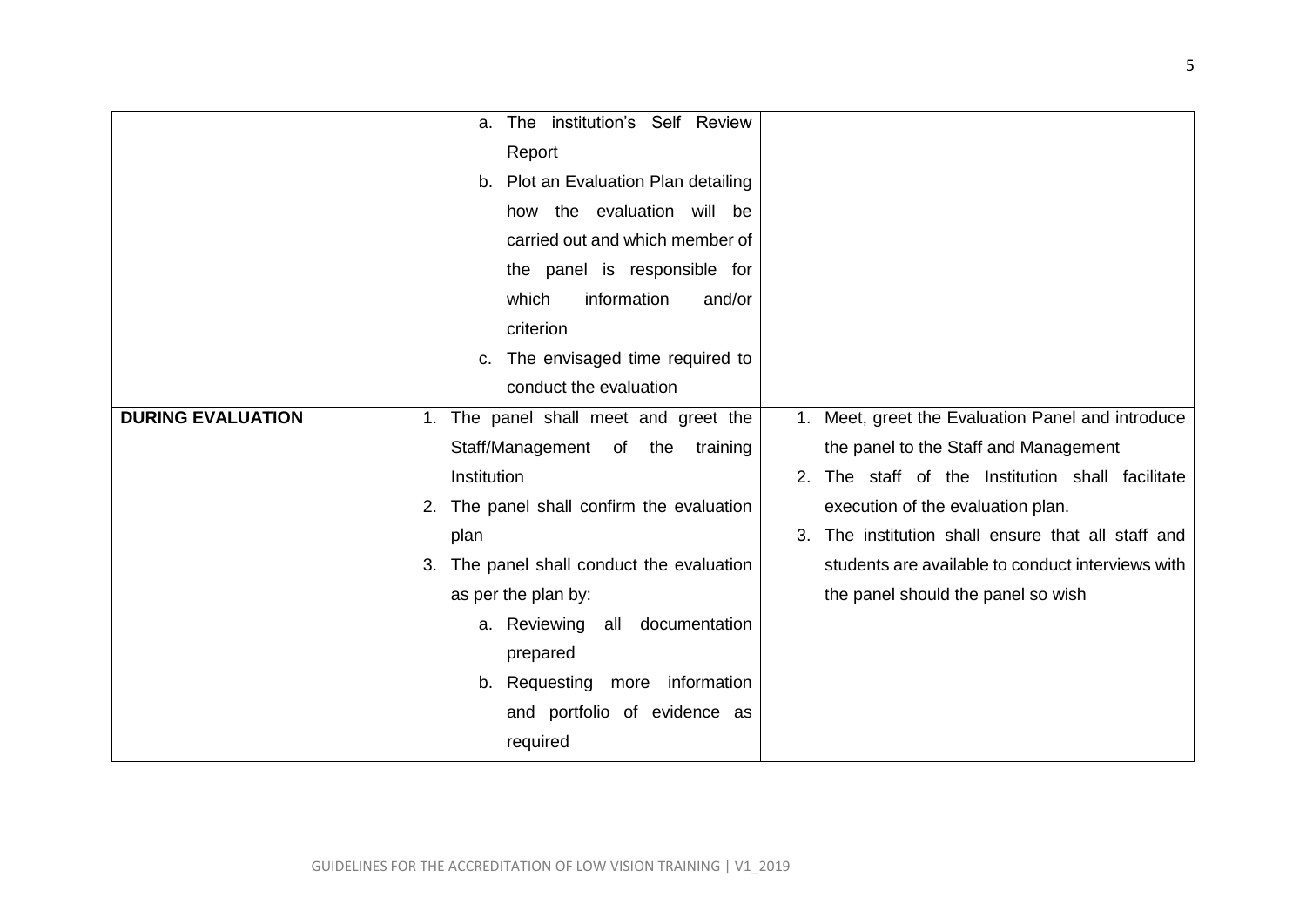| | | |
|---|---|---|
| | a. The institution's Self Review Report<br>b. Plot an Evaluation Plan detailing how the evaluation will be carried out and which member of the panel is responsible for which information and/or criterion<br>c. The envisaged time required to conduct the evaluation | |
| **DURING EVALUATION** | 1. The panel shall meet and greet the Staff/Management of the training Institution<br>2. The panel shall confirm the evaluation plan<br>3. The panel shall conduct the evaluation as per the plan by:<br>a. Reviewing all documentation prepared<br>b. Requesting more information and portfolio of evidence as required | 1. Meet, greet the Evaluation Panel and introduce the panel to the Staff and Management<br>2. The staff of the Institution shall facilitate execution of the evaluation plan.<br>3. The institution shall ensure that all staff and students are available to conduct interviews with the panel should the panel so wish |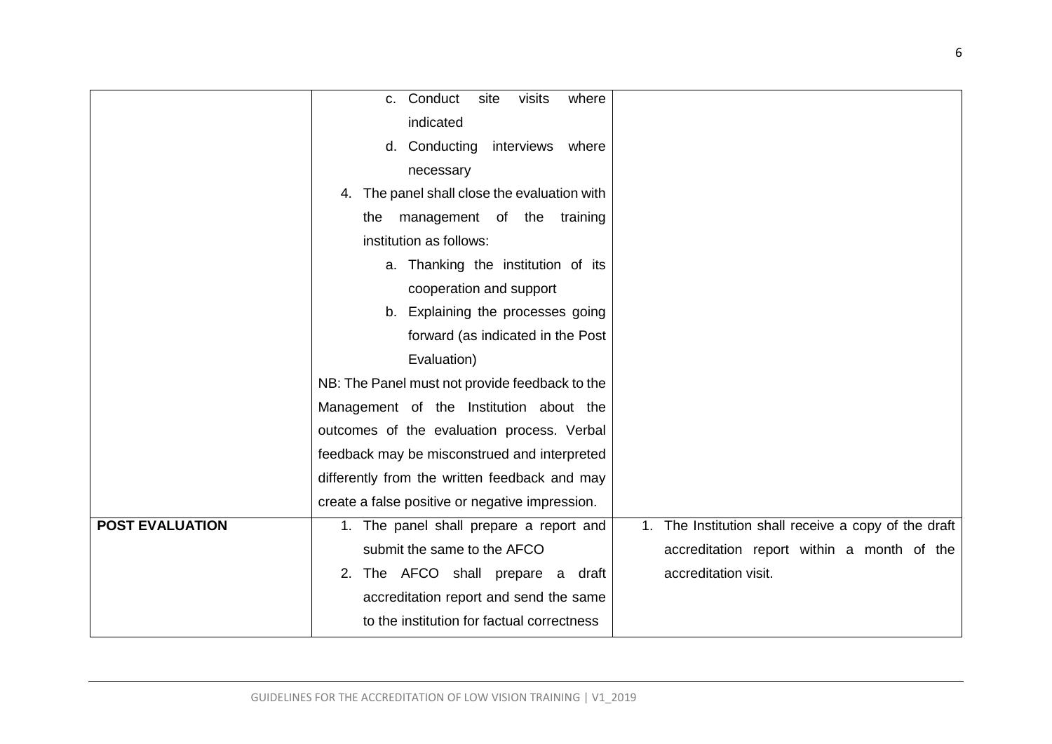| | | |
|---|---|---|
| | c. Conduct site visits where indicated<br>d. Conducting interviews where necessary<br>4. The panel shall close the evaluation with the management of the training institution as follows:<br>a. Thanking the institution of its cooperation and support<br>b. Explaining the processes going forward (as indicated in the Post Evaluation)<br>NB: The Panel must not provide feedback to the Management of the Institution about the outcomes of the evaluation process. Verbal feedback may be misconstrued and interpreted differently from the written feedback and may create a false positive or negative impression. | |
| **POST EVALUATION** | 1. The panel shall prepare a report and submit the same to the AFCO<br>2. The AFCO shall prepare a draft accreditation report and send the same to the institution for factual correctness | 1. The Institution shall receive a copy of the draft accreditation report within a month of the accreditation visit. |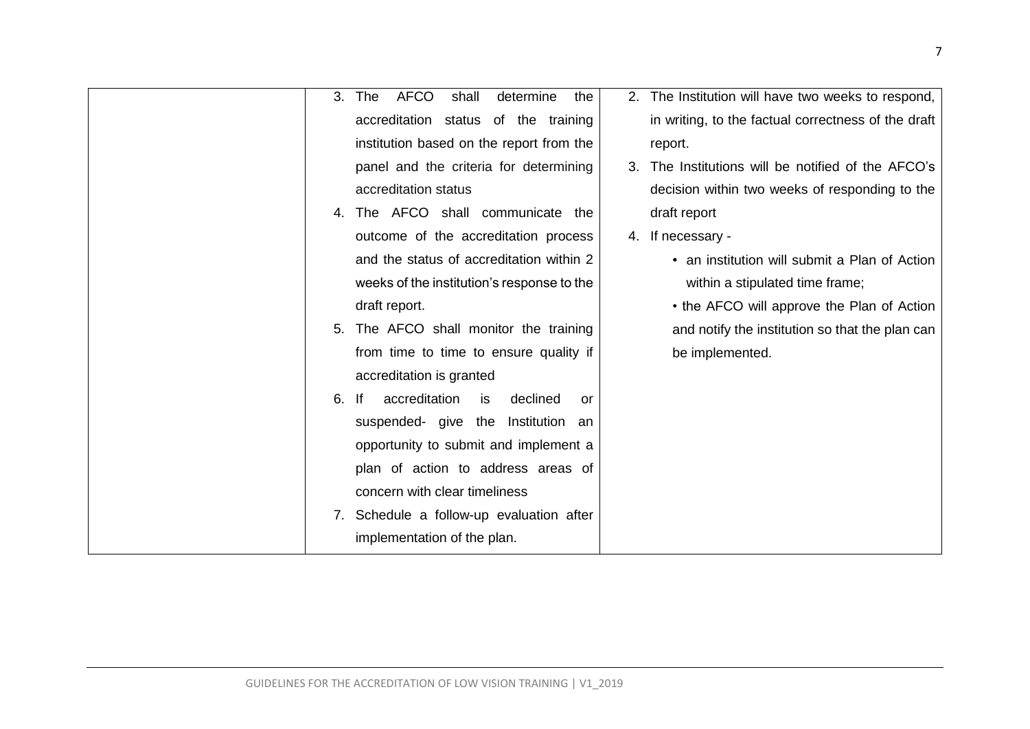| | | |
|---|---|---|
| | 3. The AFCO shall determine the accreditation status of the training institution based on the report from the panel and the criteria for determining accreditation status<br>4. The AFCO shall communicate the outcome of the accreditation process and the status of accreditation within 2 weeks of the institution's response to the draft report.<br>5. The AFCO shall monitor the training from time to time to ensure quality if accreditation is granted<br>6. If accreditation is declined or suspended- give the Institution an opportunity to submit and implement a plan of action to address areas of concern with clear timeliness<br>7. Schedule a follow-up evaluation after implementation of the plan. | 2. The Institution will have two weeks to respond, in writing, to the factual correctness of the draft report.<br>3. The Institutions will be notified of the AFCO's decision within two weeks of responding to the draft report<br>4. If necessary -<br>• an institution will submit a Plan of Action within a stipulated time frame;<br>• the AFCO will approve the Plan of Action and notify the institution so that the plan can be implemented. |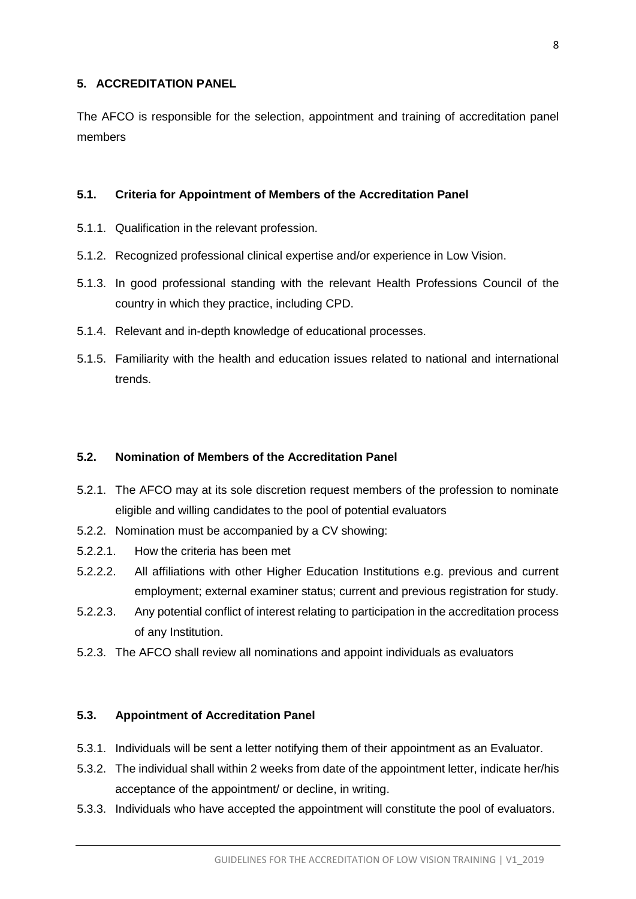## 5. ACCREDITATION PANEL

The AFCO is responsible for the selection, appointment and training of accreditation panel members

### 5.1. Criteria for Appointment of Members of the Accreditation Panel

5.1.1. Qualification in the relevant profession.

5.1.2. Recognized professional clinical expertise and/or experience in Low Vision.

5.1.3. In good professional standing with the relevant Health Professions Council of the country in which they practice, including CPD.

5.1.4. Relevant and in-depth knowledge of educational processes.

5.1.5. Familiarity with the health and education issues related to national and international trends.

### 5.2. Nomination of Members of the Accreditation Panel

5.2.1. The AFCO may at its sole discretion request members of the profession to nominate eligible and willing candidates to the pool of potential evaluators

5.2.2. Nomination must be accompanied by a CV showing:

5.2.2.1. How the criteria has been met

5.2.2.2. All affiliations with other Higher Education Institutions e.g. previous and current employment; external examiner status; current and previous registration for study.

5.2.2.3. Any potential conflict of interest relating to participation in the accreditation process of any Institution.

5.2.3. The AFCO shall review all nominations and appoint individuals as evaluators

### 5.3. Appointment of Accreditation Panel

5.3.1. Individuals will be sent a letter notifying them of their appointment as an Evaluator.

5.3.2. The individual shall within 2 weeks from date of the appointment letter, indicate her/his acceptance of the appointment/ or decline, in writing.

5.3.3. Individuals who have accepted the appointment will constitute the pool of evaluators.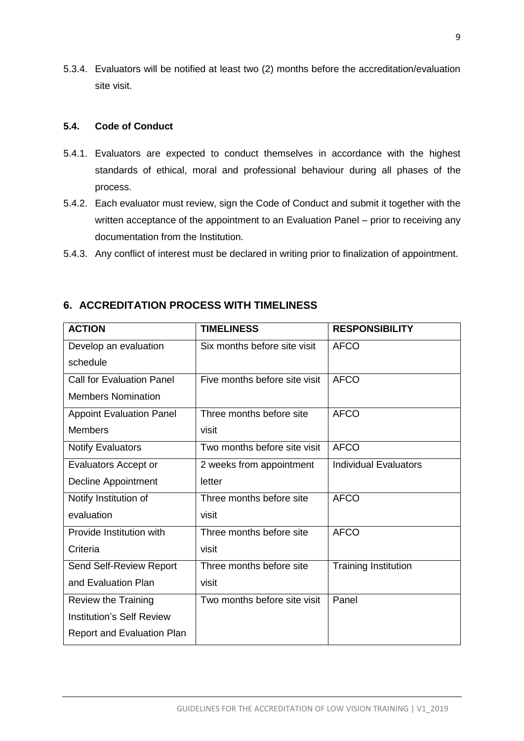5.3.4. Evaluators will be notified at least two (2) months before the accreditation/evaluation site visit.

### 5.4. Code of Conduct

5.4.1. Evaluators are expected to conduct themselves in accordance with the highest standards of ethical, moral and professional behaviour during all phases of the process.

5.4.2. Each evaluator must review, sign the Code of Conduct and submit it together with the written acceptance of the appointment to an Evaluation Panel – prior to receiving any documentation from the Institution.

5.4.3. Any conflict of interest must be declared in writing prior to finalization of appointment.

## 6. ACCREDITATION PROCESS WITH TIMELINESS

| ACTION | TIMELINESS | RESPONSIBILITY |
|---|---|---|
| Develop an evaluation schedule | Six months before site visit | AFCO |
| Call for Evaluation Panel Members Nomination | Five months before site visit | AFCO |
| Appoint Evaluation Panel Members | Three months before site visit | AFCO |
| Notify Evaluators | Two months before site visit | AFCO |
| Evaluators Accept or Decline Appointment | 2 weeks from appointment letter | Individual Evaluators |
| Notify Institution of evaluation | Three months before site visit | AFCO |
| Provide Institution with Criteria | Three months before site visit | AFCO |
| Send Self-Review Report and Evaluation Plan | Three months before site visit | Training Institution |
| Review the Training Institution's Self Review Report and Evaluation Plan | Two months before site visit | Panel |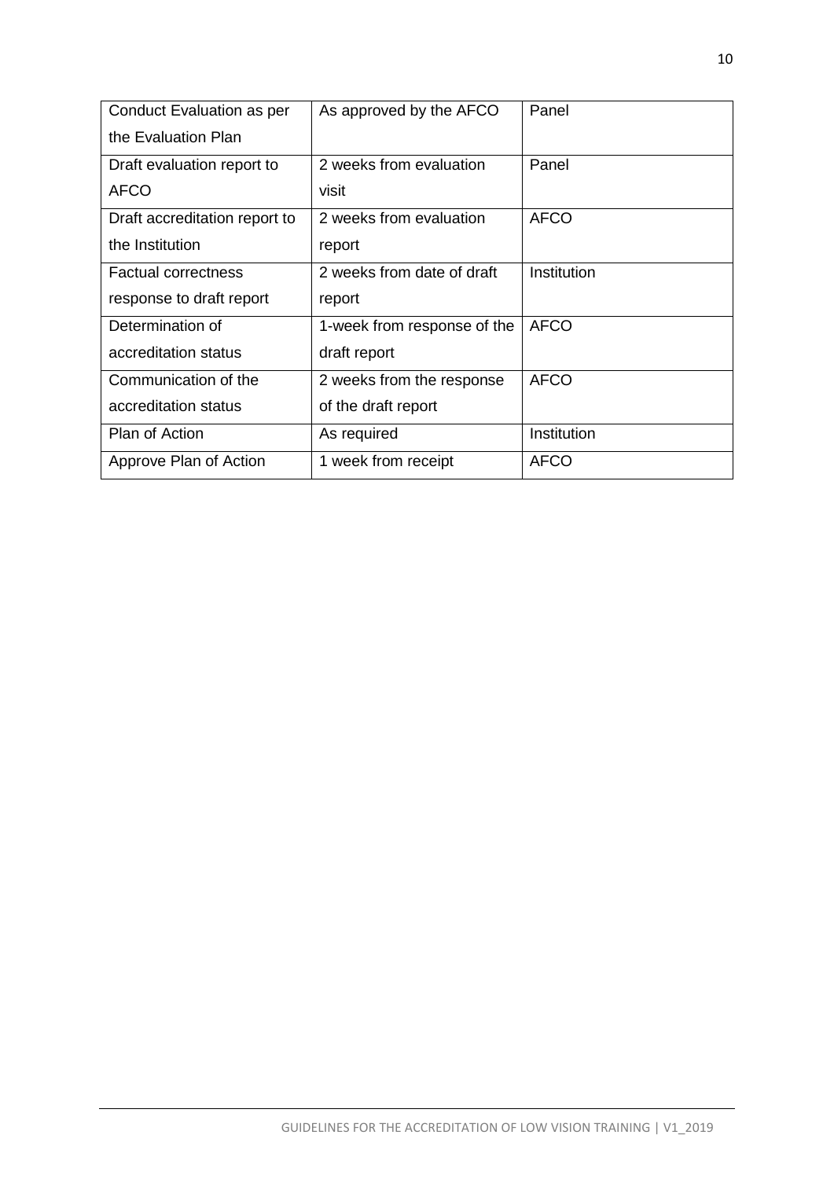| Conduct Evaluation as per the Evaluation Plan | As approved by the AFCO | Panel |
|---|---|---|
| Draft evaluation report to AFCO | 2 weeks from evaluation visit | Panel |
| Draft accreditation report to the Institution | 2 weeks from evaluation report | AFCO |
| Factual correctness response to draft report | 2 weeks from date of draft report | Institution |
| Determination of accreditation status | 1-week from response of the draft report | AFCO |
| Communication of the accreditation status | 2 weeks from the response of the draft report | AFCO |
| Plan of Action | As required | Institution |
| Approve Plan of Action | 1 week from receipt | AFCO |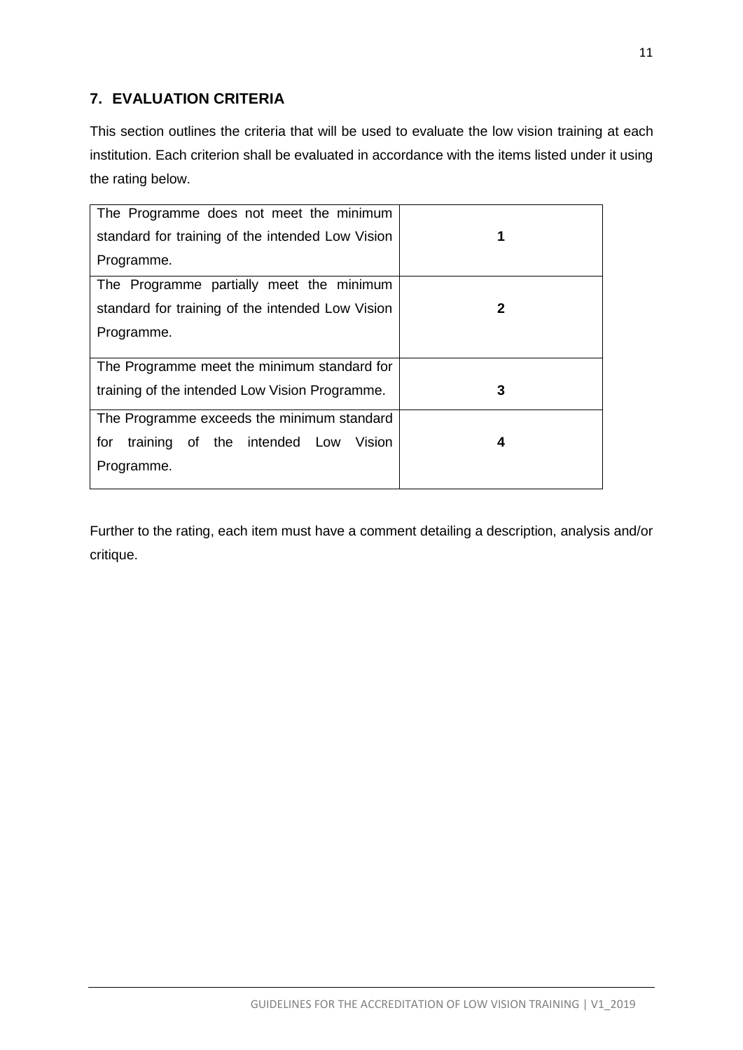## 7. EVALUATION CRITERIA

This section outlines the criteria that will be used to evaluate the low vision training at each institution. Each criterion shall be evaluated in accordance with the items listed under it using the rating below.

| Description | Rating |
|---|---|
| The Programme does not meet the minimum standard for training of the intended Low Vision Programme. | **1** |
| The Programme partially meet the minimum standard for training of the intended Low Vision Programme. | **2** |
| The Programme meet the minimum standard for training of the intended Low Vision Programme. | **3** |
| The Programme exceeds the minimum standard for training of the intended Low Vision Programme. | **4** |

Further to the rating, each item must have a comment detailing a description, analysis and/or critique.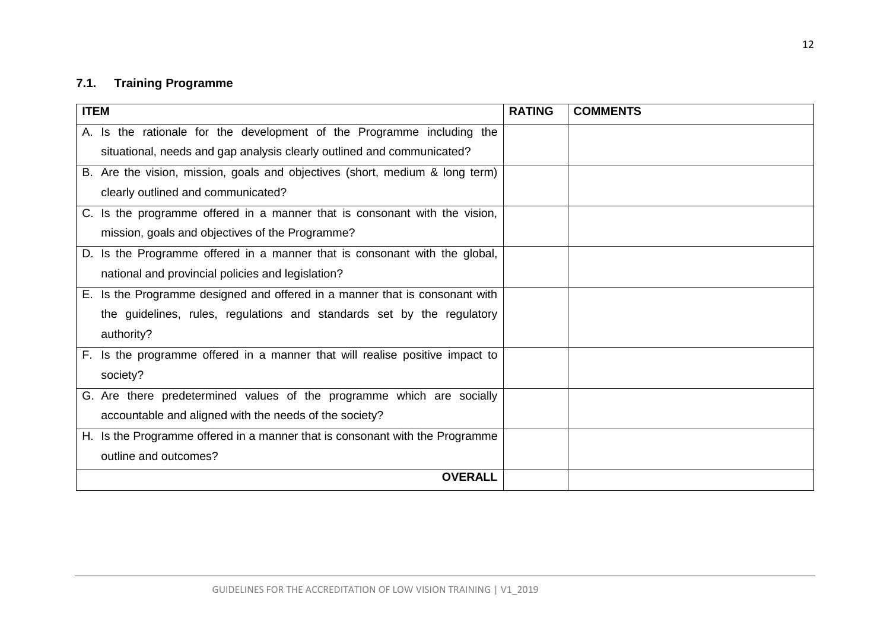### 7.1. Training Programme

| ITEM | RATING | COMMENTS |
|---|---|---|
| A. Is the rationale for the development of the Programme including the situational, needs and gap analysis clearly outlined and communicated? | | |
| B. Are the vision, mission, goals and objectives (short, medium & long term) clearly outlined and communicated? | | |
| C. Is the programme offered in a manner that is consonant with the vision, mission, goals and objectives of the Programme? | | |
| D. Is the Programme offered in a manner that is consonant with the global, national and provincial policies and legislation? | | |
| E. Is the Programme designed and offered in a manner that is consonant with the guidelines, rules, regulations and standards set by the regulatory authority? | | |
| F. Is the programme offered in a manner that will realise positive impact to society? | | |
| G. Are there predetermined values of the programme which are socially accountable and aligned with the needs of the society? | | |
| H. Is the Programme offered in a manner that is consonant with the Programme outline and outcomes? | | |
| **OVERALL** | | |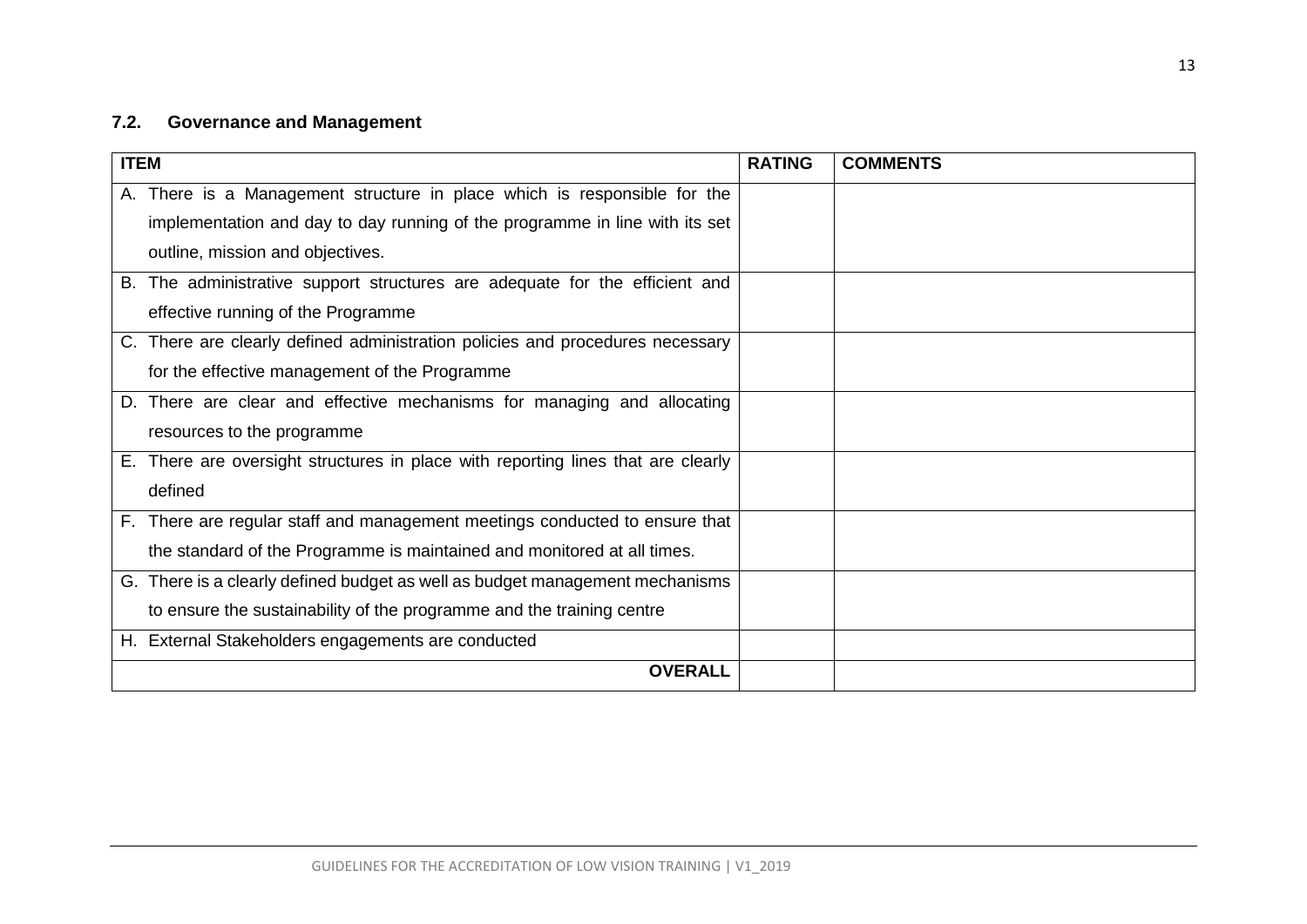### 7.2. Governance and Management

| ITEM | RATING | COMMENTS |
|---|---|---|
| A. There is a Management structure in place which is responsible for the implementation and day to day running of the programme in line with its set outline, mission and objectives. | | |
| B. The administrative support structures are adequate for the efficient and effective running of the Programme | | |
| C. There are clearly defined administration policies and procedures necessary for the effective management of the Programme | | |
| D. There are clear and effective mechanisms for managing and allocating resources to the programme | | |
| E. There are oversight structures in place with reporting lines that are clearly defined | | |
| F. There are regular staff and management meetings conducted to ensure that the standard of the Programme is maintained and monitored at all times. | | |
| G. There is a clearly defined budget as well as budget management mechanisms to ensure the sustainability of the programme and the training centre | | |
| H. External Stakeholders engagements are conducted | | |
| **OVERALL** | | |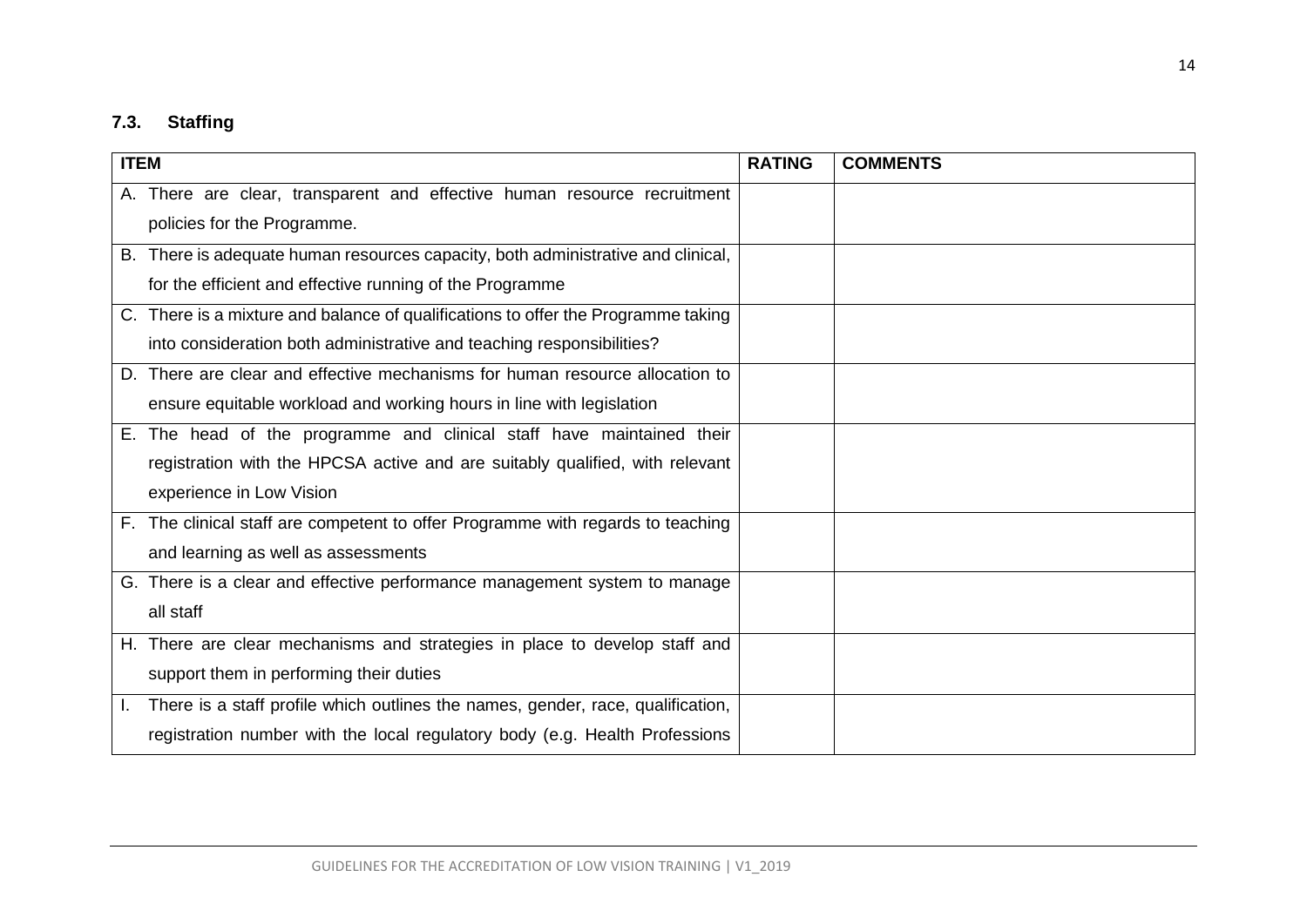### 7.3. Staffing

| ITEM | RATING | COMMENTS |
|---|---|---|
| A. There are clear, transparent and effective human resource recruitment policies for the Programme. | | |
| B. There is adequate human resources capacity, both administrative and clinical, for the efficient and effective running of the Programme | | |
| C. There is a mixture and balance of qualifications to offer the Programme taking into consideration both administrative and teaching responsibilities? | | |
| D. There are clear and effective mechanisms for human resource allocation to ensure equitable workload and working hours in line with legislation | | |
| E. The head of the programme and clinical staff have maintained their registration with the HPCSA active and are suitably qualified, with relevant experience in Low Vision | | |
| F. The clinical staff are competent to offer Programme with regards to teaching and learning as well as assessments | | |
| G. There is a clear and effective performance management system to manage all staff | | |
| H. There are clear mechanisms and strategies in place to develop staff and support them in performing their duties | | |
| I. There is a staff profile which outlines the names, gender, race, qualification, registration number with the local regulatory body (e.g. Health Professions | | |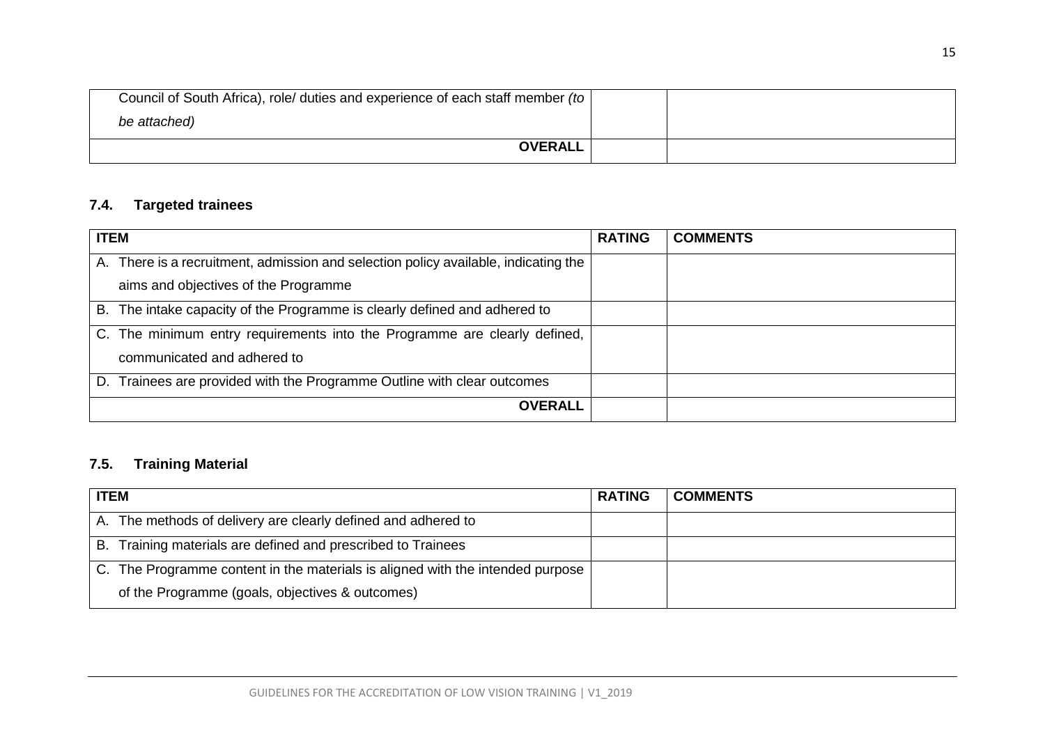| | | |
|---|---|---|
| Council of South Africa), role/ duties and experience of each staff member *(to be attached)* | | |
| **OVERALL** | | |

### 7.4. Targeted trainees

| ITEM | RATING | COMMENTS |
|---|---|---|
| A. There is a recruitment, admission and selection policy available, indicating the aims and objectives of the Programme | | |
| B. The intake capacity of the Programme is clearly defined and adhered to | | |
| C. The minimum entry requirements into the Programme are clearly defined, communicated and adhered to | | |
| D. Trainees are provided with the Programme Outline with clear outcomes | | |
| **OVERALL** | | |

### 7.5. Training Material

| ITEM | RATING | COMMENTS |
|---|---|---|
| A. The methods of delivery are clearly defined and adhered to | | |
| B. Training materials are defined and prescribed to Trainees | | |
| C. The Programme content in the materials is aligned with the intended purpose of the Programme (goals, objectives & outcomes) | | |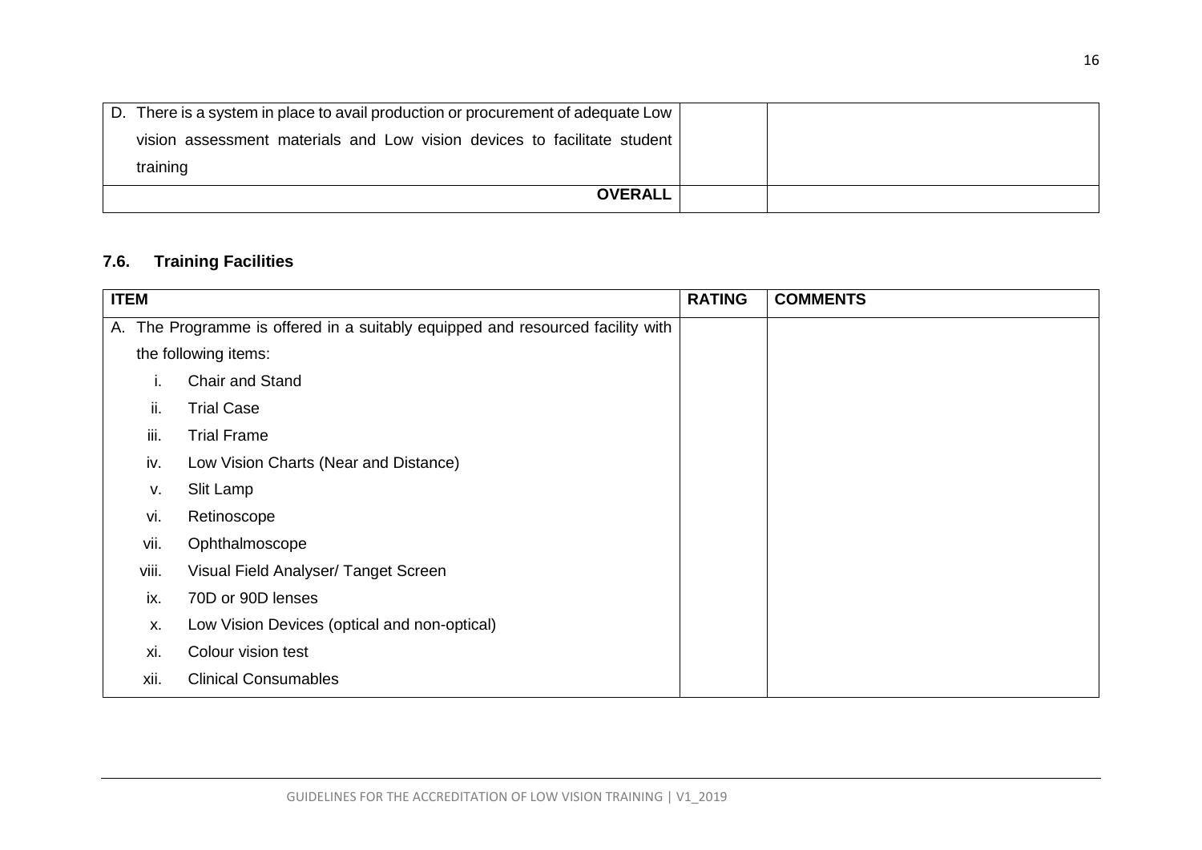| | | |
|---|---|---|
| D. There is a system in place to avail production or procurement of adequate Low vision assessment materials and Low vision devices to facilitate student training | | |
| **OVERALL** | | |

### 7.6. Training Facilities

| ITEM | RATING | COMMENTS |
|---|---|---|
| A. The Programme is offered in a suitably equipped and resourced facility with the following items:<br>i. Chair and Stand<br>ii. Trial Case<br>iii. Trial Frame<br>iv. Low Vision Charts (Near and Distance)<br>v. Slit Lamp<br>vi. Retinoscope<br>vii. Ophthalmoscope<br>viii. Visual Field Analyser/ Tanget Screen<br>ix. 70D or 90D lenses<br>x. Low Vision Devices (optical and non-optical)<br>xi. Colour vision test<br>xii. Clinical Consumables | | |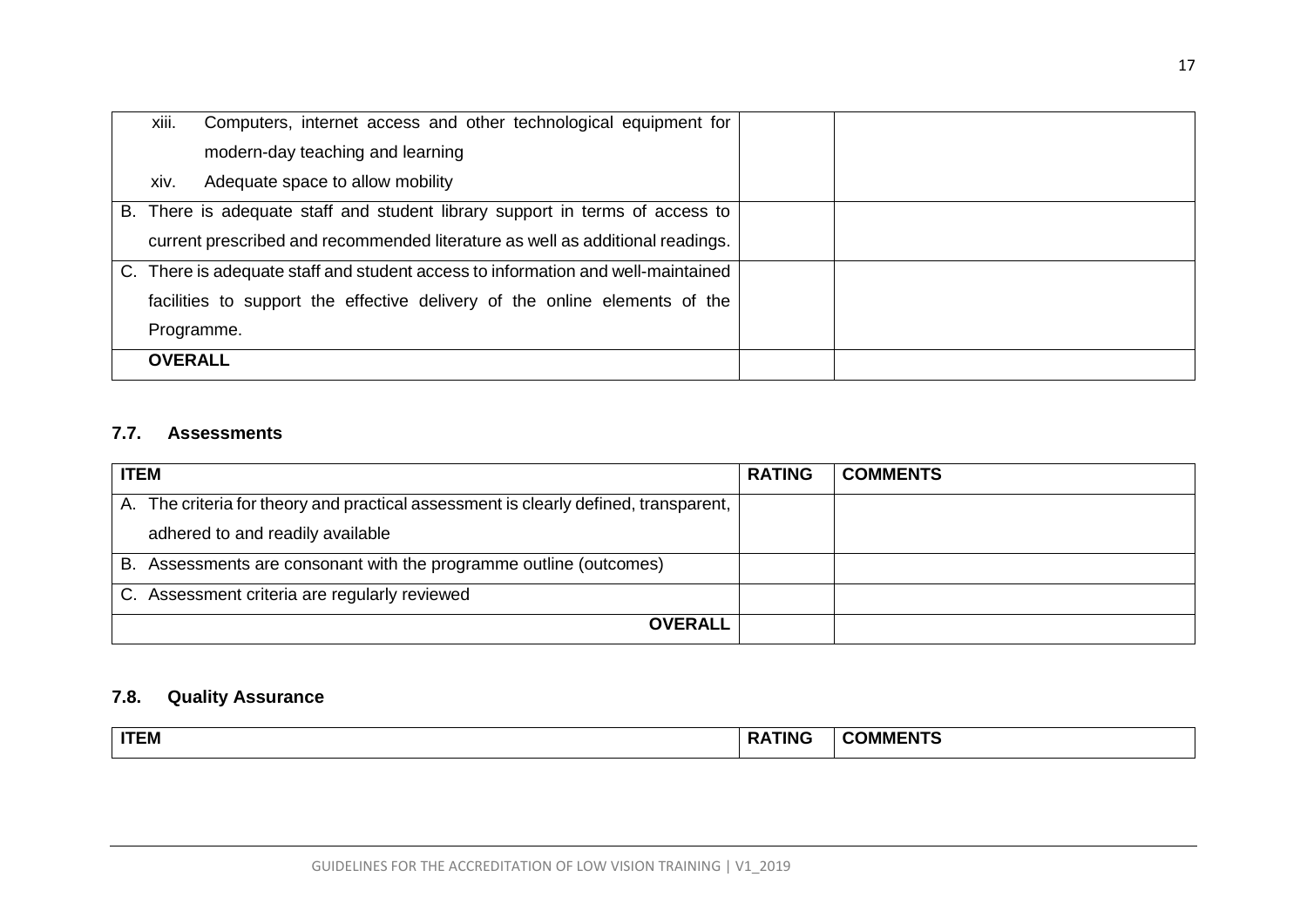| | | |
|---|---|---|
| xiii. Computers, internet access and other technological equipment for modern-day teaching and learning<br>xiv. Adequate space to allow mobility | | |
| B. There is adequate staff and student library support in terms of access to current prescribed and recommended literature as well as additional readings. | | |
| C. There is adequate staff and student access to information and well-maintained facilities to support the effective delivery of the online elements of the Programme. | | |
| **OVERALL** | | |

### 7.7. Assessments

| ITEM | RATING | COMMENTS |
|---|---|---|
| A. The criteria for theory and practical assessment is clearly defined, transparent, adhered to and readily available | | |
| B. Assessments are consonant with the programme outline (outcomes) | | |
| C. Assessment criteria are regularly reviewed | | |
| **OVERALL** | | |

### 7.8. Quality Assurance

| ITEM | RATING | COMMENTS |
|---|---|---|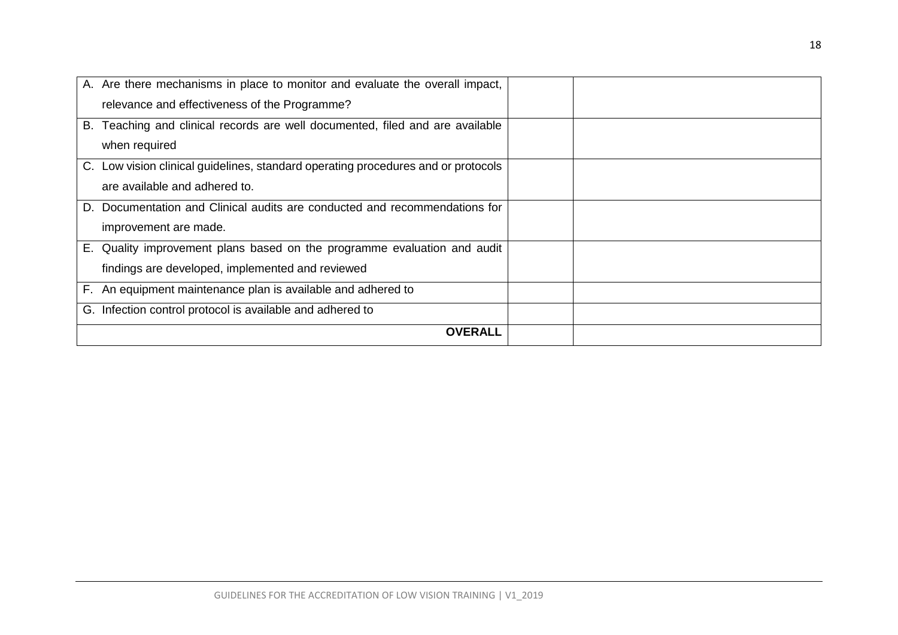| | | |
|---|---|---|
| A. Are there mechanisms in place to monitor and evaluate the overall impact, relevance and effectiveness of the Programme? | | |
| B. Teaching and clinical records are well documented, filed and are available when required | | |
| C. Low vision clinical guidelines, standard operating procedures and or protocols are available and adhered to. | | |
| D. Documentation and Clinical audits are conducted and recommendations for improvement are made. | | |
| E. Quality improvement plans based on the programme evaluation and audit findings are developed, implemented and reviewed | | |
| F. An equipment maintenance plan is available and adhered to | | |
| G. Infection control protocol is available and adhered to | | |
| **OVERALL** | | |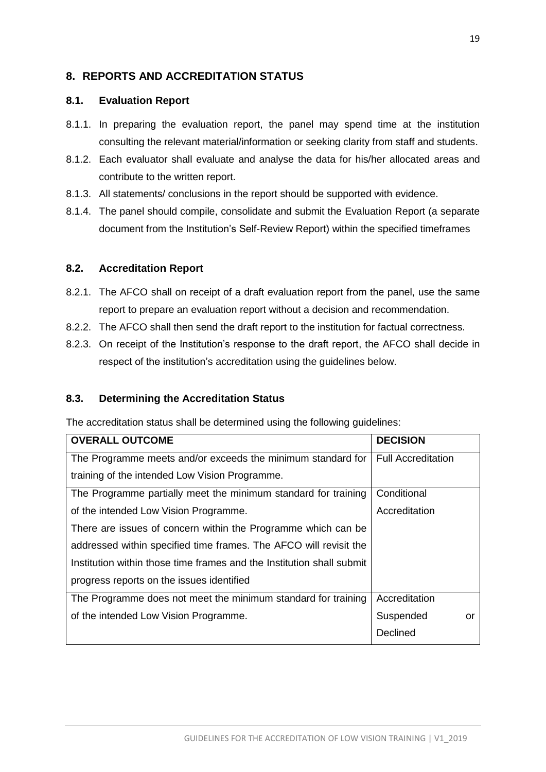## 8. REPORTS AND ACCREDITATION STATUS

### 8.1. Evaluation Report

8.1.1. In preparing the evaluation report, the panel may spend time at the institution consulting the relevant material/information or seeking clarity from staff and students.

8.1.2. Each evaluator shall evaluate and analyse the data for his/her allocated areas and contribute to the written report.

8.1.3. All statements/ conclusions in the report should be supported with evidence.

8.1.4. The panel should compile, consolidate and submit the Evaluation Report (a separate document from the Institution's Self-Review Report) within the specified timeframes

### 8.2. Accreditation Report

8.2.1. The AFCO shall on receipt of a draft evaluation report from the panel, use the same report to prepare an evaluation report without a decision and recommendation.

8.2.2. The AFCO shall then send the draft report to the institution for factual correctness.

8.2.3. On receipt of the Institution's response to the draft report, the AFCO shall decide in respect of the institution's accreditation using the guidelines below.

### 8.3. Determining the Accreditation Status

The accreditation status shall be determined using the following guidelines:

| OVERALL OUTCOME | DECISION |
|---|---|
| The Programme meets and/or exceeds the minimum standard for training of the intended Low Vision Programme. | Full Accreditation |
| The Programme partially meet the minimum standard for training of the intended Low Vision Programme.<br>There are issues of concern within the Programme which can be addressed within specified time frames. The AFCO will revisit the Institution within those time frames and the Institution shall submit progress reports on the issues identified | Conditional Accreditation |
| The Programme does not meet the minimum standard for training of the intended Low Vision Programme. | Accreditation Suspended or Declined |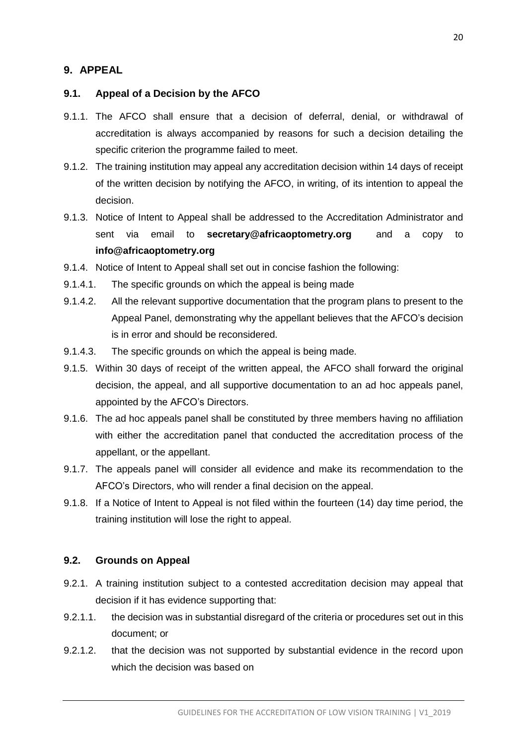## 9. APPEAL

### 9.1. Appeal of a Decision by the AFCO

9.1.1. The AFCO shall ensure that a decision of deferral, denial, or withdrawal of accreditation is always accompanied by reasons for such a decision detailing the specific criterion the programme failed to meet.

9.1.2. The training institution may appeal any accreditation decision within 14 days of receipt of the written decision by notifying the AFCO, in writing, of its intention to appeal the decision.

9.1.3. Notice of Intent to Appeal shall be addressed to the Accreditation Administrator and sent via email to **secretary@africaoptometry.org** and a copy to **info@africaoptometry.org**

9.1.4. Notice of Intent to Appeal shall set out in concise fashion the following:

9.1.4.1. The specific grounds on which the appeal is being made

9.1.4.2. All the relevant supportive documentation that the program plans to present to the Appeal Panel, demonstrating why the appellant believes that the AFCO's decision is in error and should be reconsidered.

9.1.4.3. The specific grounds on which the appeal is being made.

9.1.5. Within 30 days of receipt of the written appeal, the AFCO shall forward the original decision, the appeal, and all supportive documentation to an ad hoc appeals panel, appointed by the AFCO's Directors.

9.1.6. The ad hoc appeals panel shall be constituted by three members having no affiliation with either the accreditation panel that conducted the accreditation process of the appellant, or the appellant.

9.1.7. The appeals panel will consider all evidence and make its recommendation to the AFCO's Directors, who will render a final decision on the appeal.

9.1.8. If a Notice of Intent to Appeal is not filed within the fourteen (14) day time period, the training institution will lose the right to appeal.

### 9.2. Grounds on Appeal

9.2.1. A training institution subject to a contested accreditation decision may appeal that decision if it has evidence supporting that:

9.2.1.1. the decision was in substantial disregard of the criteria or procedures set out in this document; or

9.2.1.2. that the decision was not supported by substantial evidence in the record upon which the decision was based on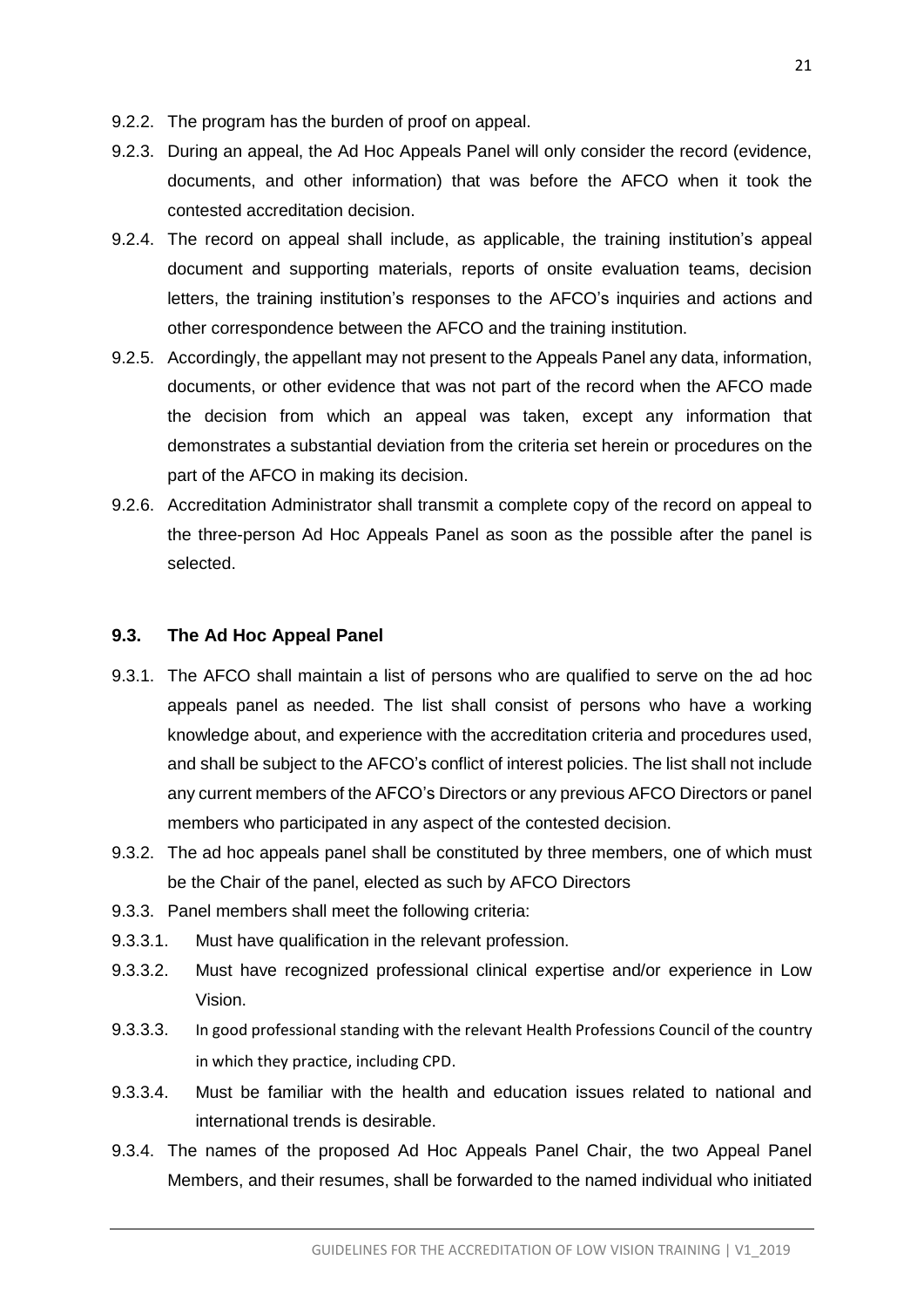9.2.2. The program has the burden of proof on appeal.

9.2.3. During an appeal, the Ad Hoc Appeals Panel will only consider the record (evidence, documents, and other information) that was before the AFCO when it took the contested accreditation decision.

9.2.4. The record on appeal shall include, as applicable, the training institution's appeal document and supporting materials, reports of onsite evaluation teams, decision letters, the training institution's responses to the AFCO's inquiries and actions and other correspondence between the AFCO and the training institution.

9.2.5. Accordingly, the appellant may not present to the Appeals Panel any data, information, documents, or other evidence that was not part of the record when the AFCO made the decision from which an appeal was taken, except any information that demonstrates a substantial deviation from the criteria set herein or procedures on the part of the AFCO in making its decision.

9.2.6. Accreditation Administrator shall transmit a complete copy of the record on appeal to the three-person Ad Hoc Appeals Panel as soon as the possible after the panel is selected.

### 9.3. The Ad Hoc Appeal Panel

9.3.1. The AFCO shall maintain a list of persons who are qualified to serve on the ad hoc appeals panel as needed. The list shall consist of persons who have a working knowledge about, and experience with the accreditation criteria and procedures used, and shall be subject to the AFCO's conflict of interest policies. The list shall not include any current members of the AFCO's Directors or any previous AFCO Directors or panel members who participated in any aspect of the contested decision.

9.3.2. The ad hoc appeals panel shall be constituted by three members, one of which must be the Chair of the panel, elected as such by AFCO Directors

9.3.3. Panel members shall meet the following criteria:

9.3.3.1. Must have qualification in the relevant profession.

9.3.3.2. Must have recognized professional clinical expertise and/or experience in Low Vision.

9.3.3.3. In good professional standing with the relevant Health Professions Council of the country in which they practice, including CPD.

9.3.3.4. Must be familiar with the health and education issues related to national and international trends is desirable.

9.3.4. The names of the proposed Ad Hoc Appeals Panel Chair, the two Appeal Panel Members, and their resumes, shall be forwarded to the named individual who initiated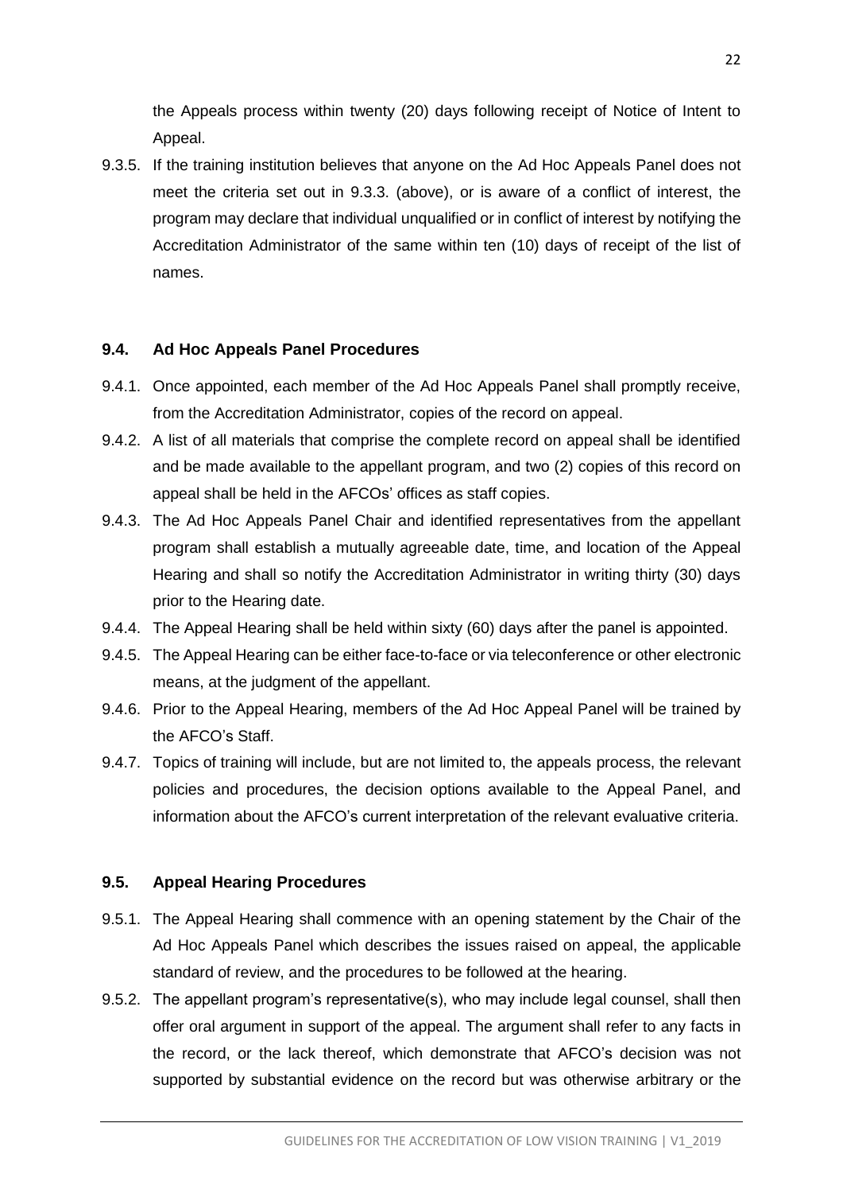the Appeals process within twenty (20) days following receipt of Notice of Intent to Appeal.

9.3.5. If the training institution believes that anyone on the Ad Hoc Appeals Panel does not meet the criteria set out in 9.3.3. (above), or is aware of a conflict of interest, the program may declare that individual unqualified or in conflict of interest by notifying the Accreditation Administrator of the same within ten (10) days of receipt of the list of names.

### 9.4. Ad Hoc Appeals Panel Procedures

9.4.1. Once appointed, each member of the Ad Hoc Appeals Panel shall promptly receive, from the Accreditation Administrator, copies of the record on appeal.

9.4.2. A list of all materials that comprise the complete record on appeal shall be identified and be made available to the appellant program, and two (2) copies of this record on appeal shall be held in the AFCOs' offices as staff copies.

9.4.3. The Ad Hoc Appeals Panel Chair and identified representatives from the appellant program shall establish a mutually agreeable date, time, and location of the Appeal Hearing and shall so notify the Accreditation Administrator in writing thirty (30) days prior to the Hearing date.

9.4.4. The Appeal Hearing shall be held within sixty (60) days after the panel is appointed.

9.4.5. The Appeal Hearing can be either face-to-face or via teleconference or other electronic means, at the judgment of the appellant.

9.4.6. Prior to the Appeal Hearing, members of the Ad Hoc Appeal Panel will be trained by the AFCO's Staff.

9.4.7. Topics of training will include, but are not limited to, the appeals process, the relevant policies and procedures, the decision options available to the Appeal Panel, and information about the AFCO's current interpretation of the relevant evaluative criteria.

### 9.5. Appeal Hearing Procedures

9.5.1. The Appeal Hearing shall commence with an opening statement by the Chair of the Ad Hoc Appeals Panel which describes the issues raised on appeal, the applicable standard of review, and the procedures to be followed at the hearing.

9.5.2. The appellant program's representative(s), who may include legal counsel, shall then offer oral argument in support of the appeal. The argument shall refer to any facts in the record, or the lack thereof, which demonstrate that AFCO's decision was not supported by substantial evidence on the record but was otherwise arbitrary or the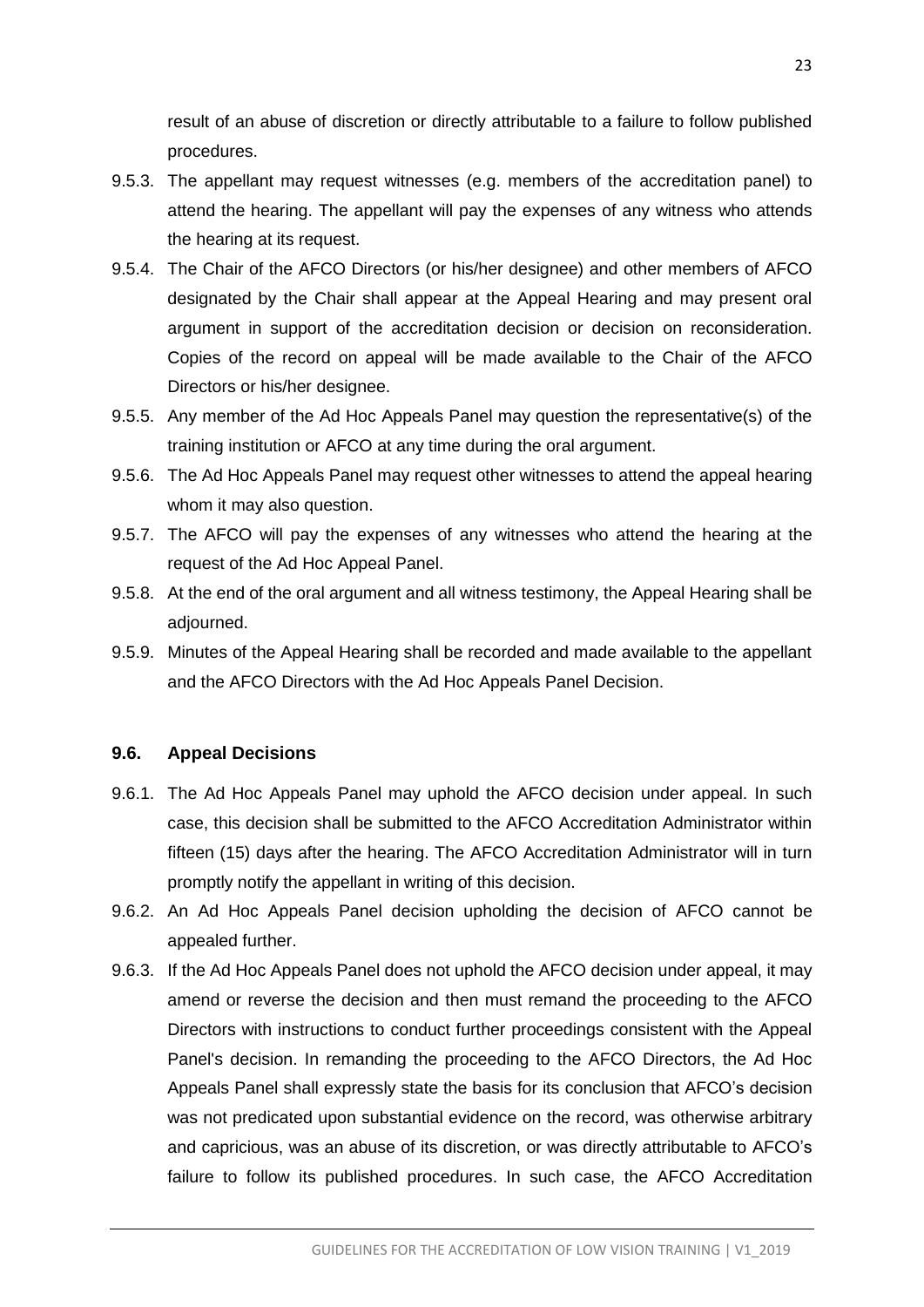result of an abuse of discretion or directly attributable to a failure to follow published procedures.

9.5.3. The appellant may request witnesses (e.g. members of the accreditation panel) to attend the hearing. The appellant will pay the expenses of any witness who attends the hearing at its request.

9.5.4. The Chair of the AFCO Directors (or his/her designee) and other members of AFCO designated by the Chair shall appear at the Appeal Hearing and may present oral argument in support of the accreditation decision or decision on reconsideration. Copies of the record on appeal will be made available to the Chair of the AFCO Directors or his/her designee.

9.5.5. Any member of the Ad Hoc Appeals Panel may question the representative(s) of the training institution or AFCO at any time during the oral argument.

9.5.6. The Ad Hoc Appeals Panel may request other witnesses to attend the appeal hearing whom it may also question.

9.5.7. The AFCO will pay the expenses of any witnesses who attend the hearing at the request of the Ad Hoc Appeal Panel.

9.5.8. At the end of the oral argument and all witness testimony, the Appeal Hearing shall be adjourned.

9.5.9. Minutes of the Appeal Hearing shall be recorded and made available to the appellant and the AFCO Directors with the Ad Hoc Appeals Panel Decision.

### 9.6. Appeal Decisions

9.6.1. The Ad Hoc Appeals Panel may uphold the AFCO decision under appeal. In such case, this decision shall be submitted to the AFCO Accreditation Administrator within fifteen (15) days after the hearing. The AFCO Accreditation Administrator will in turn promptly notify the appellant in writing of this decision.

9.6.2. An Ad Hoc Appeals Panel decision upholding the decision of AFCO cannot be appealed further.

9.6.3. If the Ad Hoc Appeals Panel does not uphold the AFCO decision under appeal, it may amend or reverse the decision and then must remand the proceeding to the AFCO Directors with instructions to conduct further proceedings consistent with the Appeal Panel's decision. In remanding the proceeding to the AFCO Directors, the Ad Hoc Appeals Panel shall expressly state the basis for its conclusion that AFCO's decision was not predicated upon substantial evidence on the record, was otherwise arbitrary and capricious, was an abuse of its discretion, or was directly attributable to AFCO's failure to follow its published procedures. In such case, the AFCO Accreditation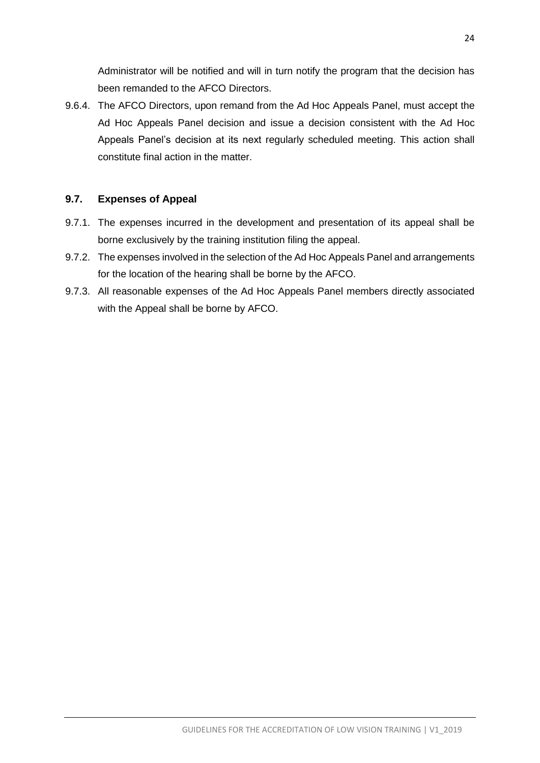Administrator will be notified and will in turn notify the program that the decision has been remanded to the AFCO Directors.

9.6.4. The AFCO Directors, upon remand from the Ad Hoc Appeals Panel, must accept the Ad Hoc Appeals Panel decision and issue a decision consistent with the Ad Hoc Appeals Panel's decision at its next regularly scheduled meeting. This action shall constitute final action in the matter.

### 9.7. Expenses of Appeal

9.7.1. The expenses incurred in the development and presentation of its appeal shall be borne exclusively by the training institution filing the appeal.

9.7.2. The expenses involved in the selection of the Ad Hoc Appeals Panel and arrangements for the location of the hearing shall be borne by the AFCO.

9.7.3. All reasonable expenses of the Ad Hoc Appeals Panel members directly associated with the Appeal shall be borne by AFCO.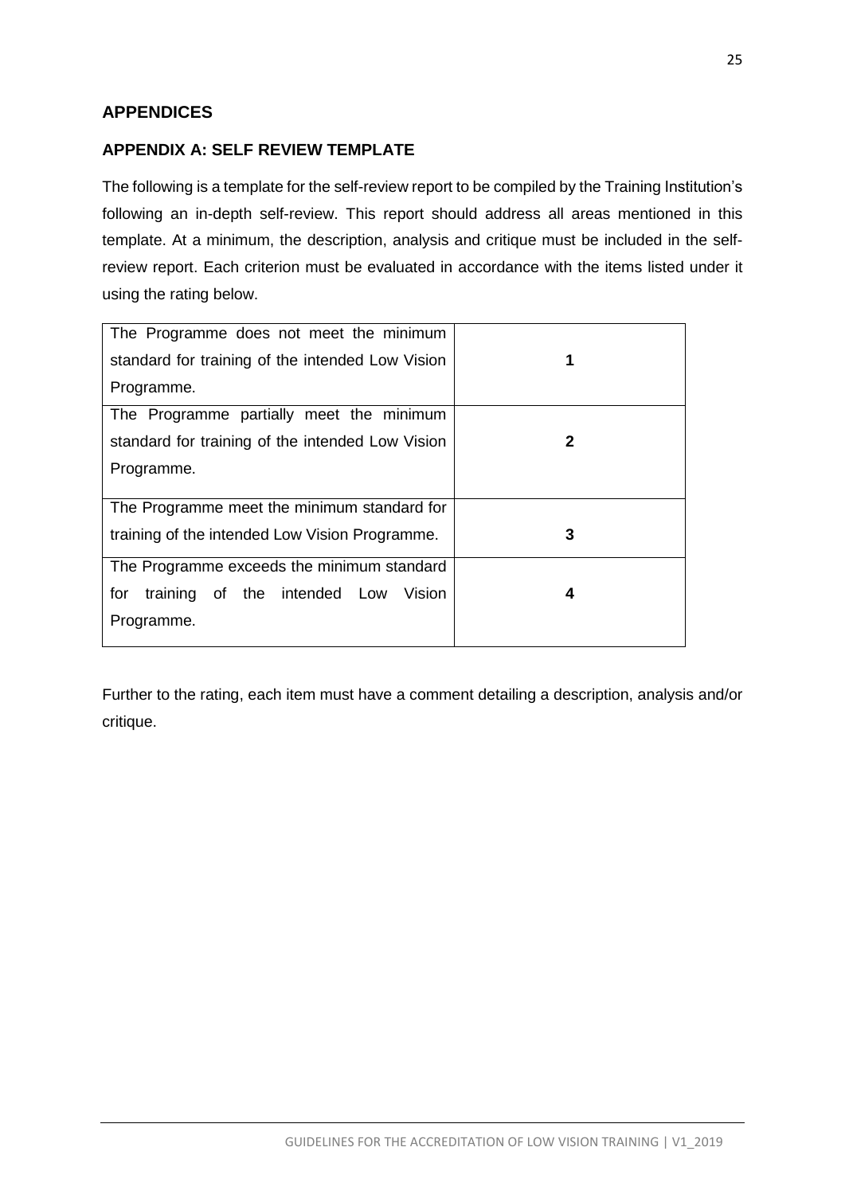## APPENDICES

### APPENDIX A: SELF REVIEW TEMPLATE

The following is a template for the self-review report to be compiled by the Training Institution's following an in-depth self-review. This report should address all areas mentioned in this template. At a minimum, the description, analysis and critique must be included in the self-review report. Each criterion must be evaluated in accordance with the items listed under it using the rating below.

| Description | Rating |
|---|---|
| The Programme does not meet the minimum standard for training of the intended Low Vision Programme. | **1** |
| The Programme partially meet the minimum standard for training of the intended Low Vision Programme. | **2** |
| The Programme meet the minimum standard for training of the intended Low Vision Programme. | **3** |
| The Programme exceeds the minimum standard for training of the intended Low Vision Programme. | **4** |

Further to the rating, each item must have a comment detailing a description, analysis and/or critique.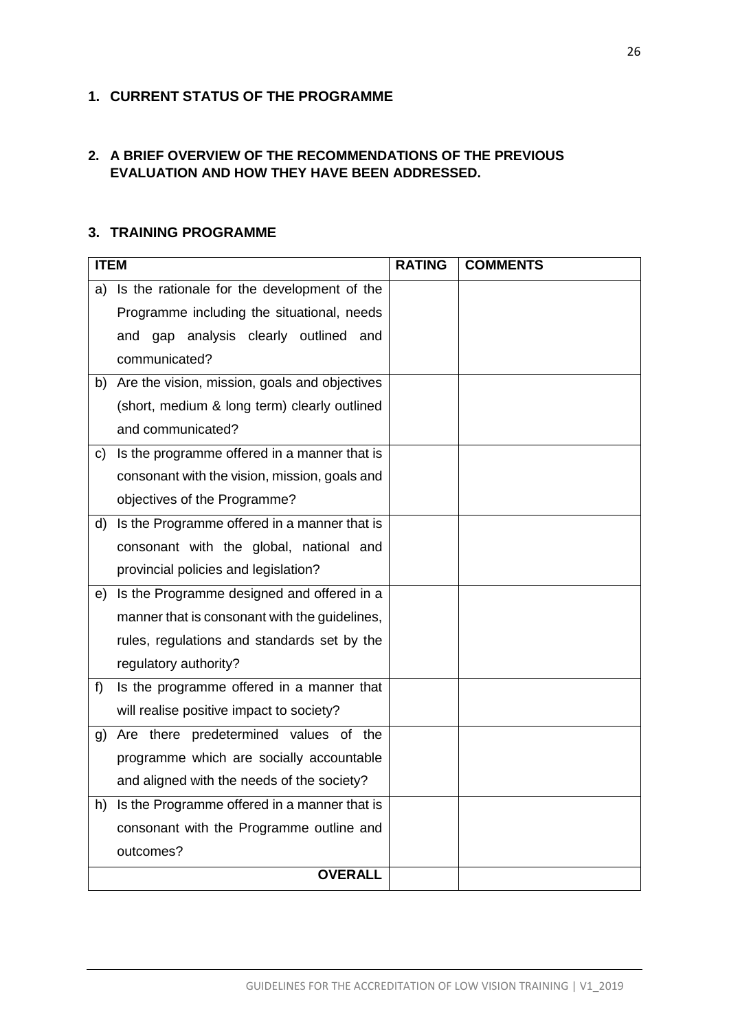## 1. CURRENT STATUS OF THE PROGRAMME

## 2. A BRIEF OVERVIEW OF THE RECOMMENDATIONS OF THE PREVIOUS EVALUATION AND HOW THEY HAVE BEEN ADDRESSED.

## 3. TRAINING PROGRAMME

| ITEM | RATING | COMMENTS |
|---|---|---|
| a) Is the rationale for the development of the Programme including the situational, needs and gap analysis clearly outlined and communicated? | | |
| b) Are the vision, mission, goals and objectives (short, medium & long term) clearly outlined and communicated? | | |
| c) Is the programme offered in a manner that is consonant with the vision, mission, goals and objectives of the Programme? | | |
| d) Is the Programme offered in a manner that is consonant with the global, national and provincial policies and legislation? | | |
| e) Is the Programme designed and offered in a manner that is consonant with the guidelines, rules, regulations and standards set by the regulatory authority? | | |
| f) Is the programme offered in a manner that will realise positive impact to society? | | |
| g) Are there predetermined values of the programme which are socially accountable and aligned with the needs of the society? | | |
| h) Is the Programme offered in a manner that is consonant with the Programme outline and outcomes? | | |
| **OVERALL** | | |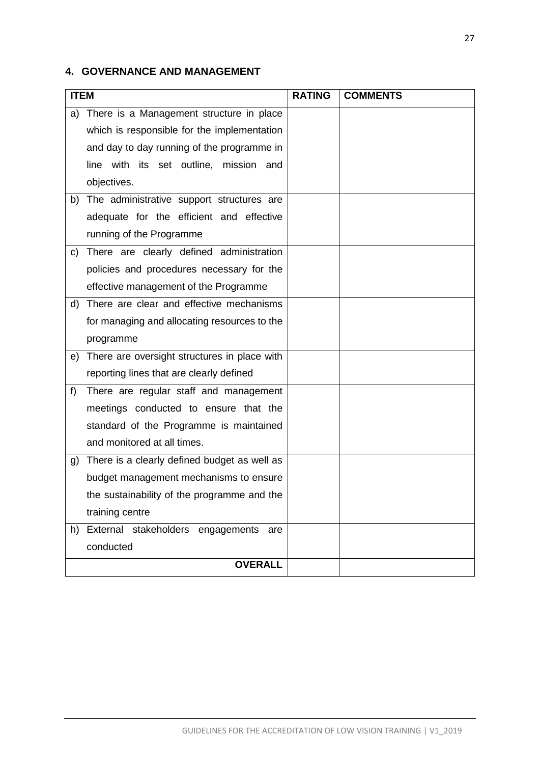## 4. GOVERNANCE AND MANAGEMENT

| ITEM | RATING | COMMENTS |
|---|---|---|
| a) There is a Management structure in place which is responsible for the implementation and day to day running of the programme in line with its set outline, mission and objectives. | | |
| b) The administrative support structures are adequate for the efficient and effective running of the Programme | | |
| c) There are clearly defined administration policies and procedures necessary for the effective management of the Programme | | |
| d) There are clear and effective mechanisms for managing and allocating resources to the programme | | |
| e) There are oversight structures in place with reporting lines that are clearly defined | | |
| f) There are regular staff and management meetings conducted to ensure that the standard of the Programme is maintained and monitored at all times. | | |
| g) There is a clearly defined budget as well as budget management mechanisms to ensure the sustainability of the programme and the training centre | | |
| h) External stakeholders engagements are conducted | | |
| **OVERALL** | | |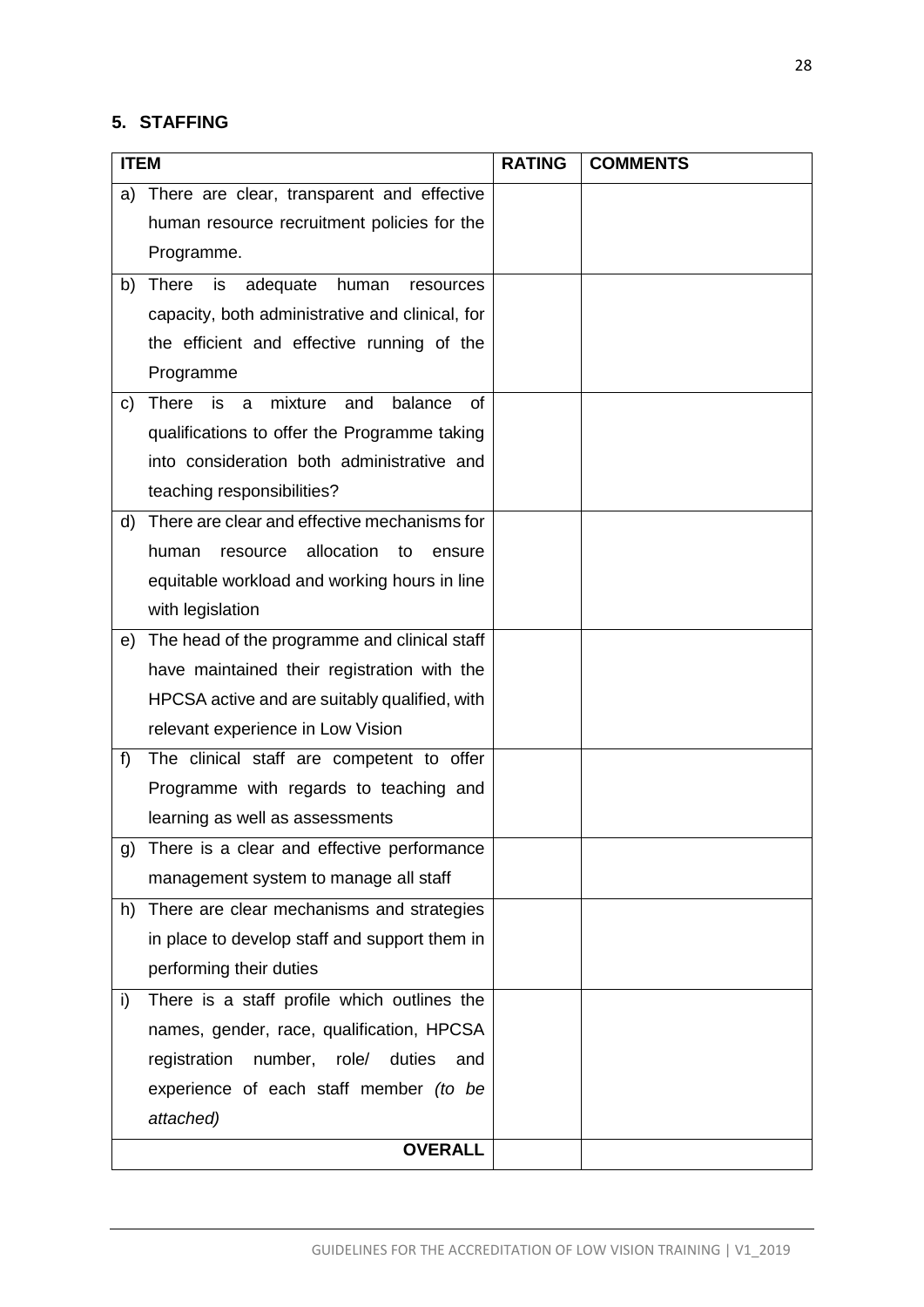## 5. STAFFING

| ITEM | RATING | COMMENTS |
|---|---|---|
| a) There are clear, transparent and effective human resource recruitment policies for the Programme. | | |
| b) There is adequate human resources capacity, both administrative and clinical, for the efficient and effective running of the Programme | | |
| c) There is a mixture and balance of qualifications to offer the Programme taking into consideration both administrative and teaching responsibilities? | | |
| d) There are clear and effective mechanisms for human resource allocation to ensure equitable workload and working hours in line with legislation | | |
| e) The head of the programme and clinical staff have maintained their registration with the HPCSA active and are suitably qualified, with relevant experience in Low Vision | | |
| f) The clinical staff are competent to offer Programme with regards to teaching and learning as well as assessments | | |
| g) There is a clear and effective performance management system to manage all staff | | |
| h) There are clear mechanisms and strategies in place to develop staff and support them in performing their duties | | |
| i) There is a staff profile which outlines the names, gender, race, qualification, HPCSA registration number, role/ duties and experience of each staff member *(to be attached)* | | |
| **OVERALL** | | |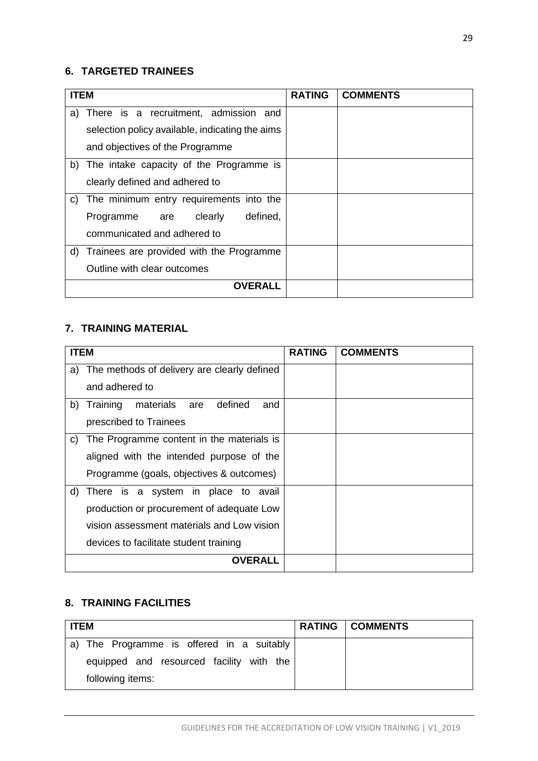## 6. TARGETED TRAINEES

| ITEM | RATING | COMMENTS |
|---|---|---|
| a) There is a recruitment, admission and selection policy available, indicating the aims and objectives of the Programme | | |
| b) The intake capacity of the Programme is clearly defined and adhered to | | |
| c) The minimum entry requirements into the Programme are clearly defined, communicated and adhered to | | |
| d) Trainees are provided with the Programme Outline with clear outcomes | | |
| **OVERALL** | | |

## 7. TRAINING MATERIAL

| ITEM | RATING | COMMENTS |
|---|---|---|
| a) The methods of delivery are clearly defined and adhered to | | |
| b) Training materials are defined and prescribed to Trainees | | |
| c) The Programme content in the materials is aligned with the intended purpose of the Programme (goals, objectives & outcomes) | | |
| d) There is a system in place to avail production or procurement of adequate Low vision assessment materials and Low vision devices to facilitate student training | | |
| **OVERALL** | | |

## 8. TRAINING FACILITIES

| ITEM | RATING | COMMENTS |
|---|---|---|
| a) The Programme is offered in a suitably equipped and resourced facility with the following items: | | |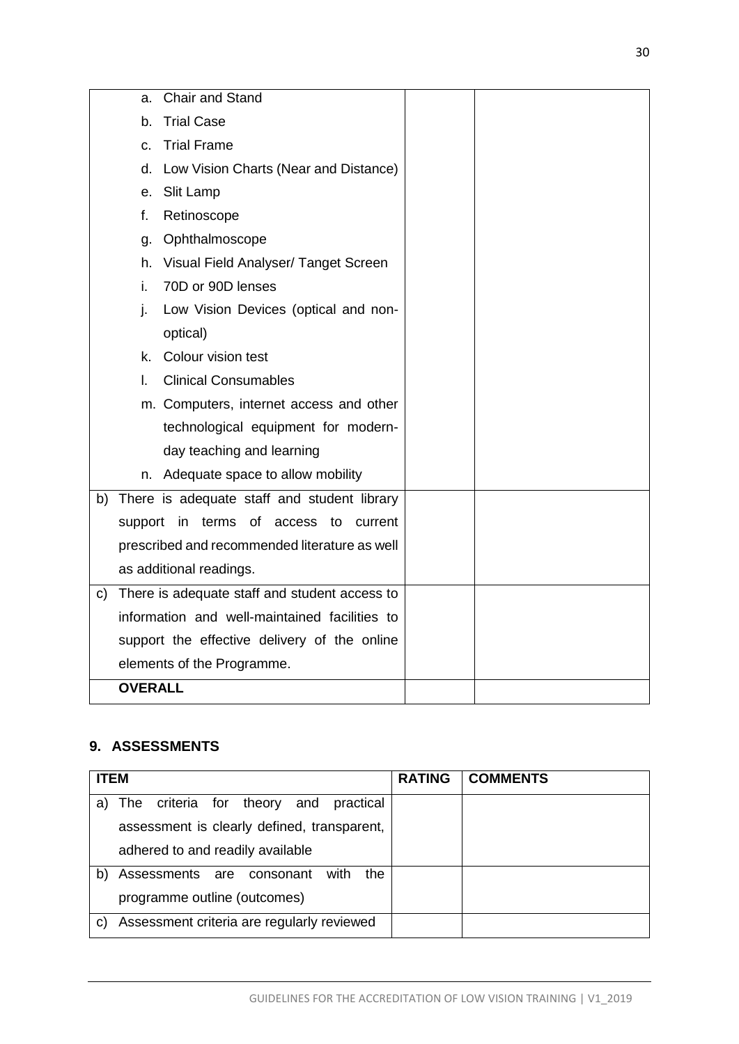| | | |
|---|---|---|
| a. Chair and Stand<br>b. Trial Case<br>c. Trial Frame<br>d. Low Vision Charts (Near and Distance)<br>e. Slit Lamp<br>f. Retinoscope<br>g. Ophthalmoscope<br>h. Visual Field Analyser/ Tanget Screen<br>i. 70D or 90D lenses<br>j. Low Vision Devices (optical and non-optical)<br>k. Colour vision test<br>l. Clinical Consumables<br>m. Computers, internet access and other technological equipment for modern-day teaching and learning<br>n. Adequate space to allow mobility | | |
| b) There is adequate staff and student library support in terms of access to current prescribed and recommended literature as well as additional readings. | | |
| c) There is adequate staff and student access to information and well-maintained facilities to support the effective delivery of the online elements of the Programme. | | |
| **OVERALL** | | |

## 9. ASSESSMENTS

| ITEM | RATING | COMMENTS |
|---|---|---|
| a) The criteria for theory and practical assessment is clearly defined, transparent, adhered to and readily available | | |
| b) Assessments are consonant with the programme outline (outcomes) | | |
| c) Assessment criteria are regularly reviewed | | |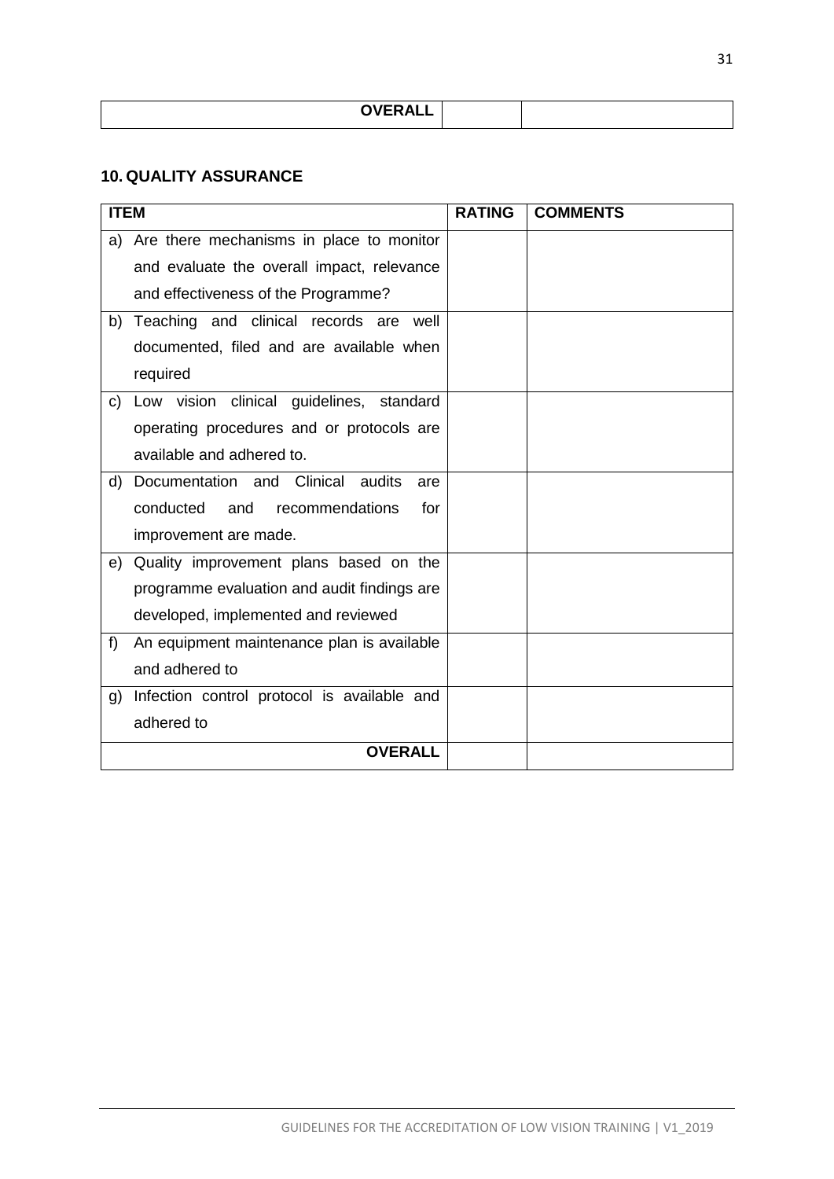| OVERALL | | |
|---|---|---|

## 10. QUALITY ASSURANCE

| ITEM | RATING | COMMENTS |
|---|---|---|
| a) Are there mechanisms in place to monitor and evaluate the overall impact, relevance and effectiveness of the Programme? | | |
| b) Teaching and clinical records are well documented, filed and are available when required | | |
| c) Low vision clinical guidelines, standard operating procedures and or protocols are available and adhered to. | | |
| d) Documentation and Clinical audits are conducted and recommendations for improvement are made. | | |
| e) Quality improvement plans based on the programme evaluation and audit findings are developed, implemented and reviewed | | |
| f) An equipment maintenance plan is available and adhered to | | |
| g) Infection control protocol is available and adhered to | | |
| **OVERALL** | | |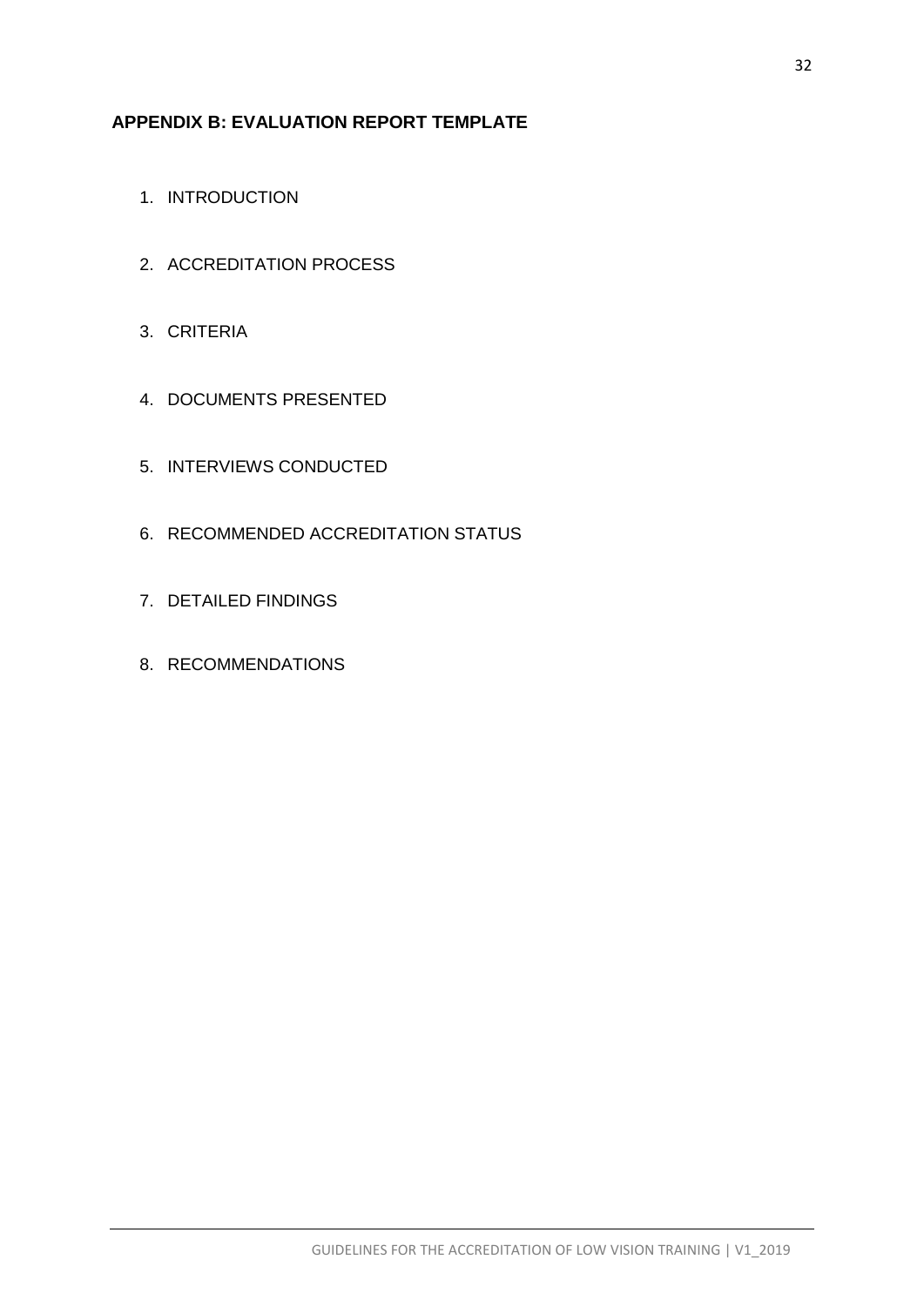## APPENDIX B: EVALUATION REPORT TEMPLATE

1. INTRODUCTION
2. ACCREDITATION PROCESS
3. CRITERIA
4. DOCUMENTS PRESENTED
5. INTERVIEWS CONDUCTED
6. RECOMMENDED ACCREDITATION STATUS
7. DETAILED FINDINGS
8. RECOMMENDATIONS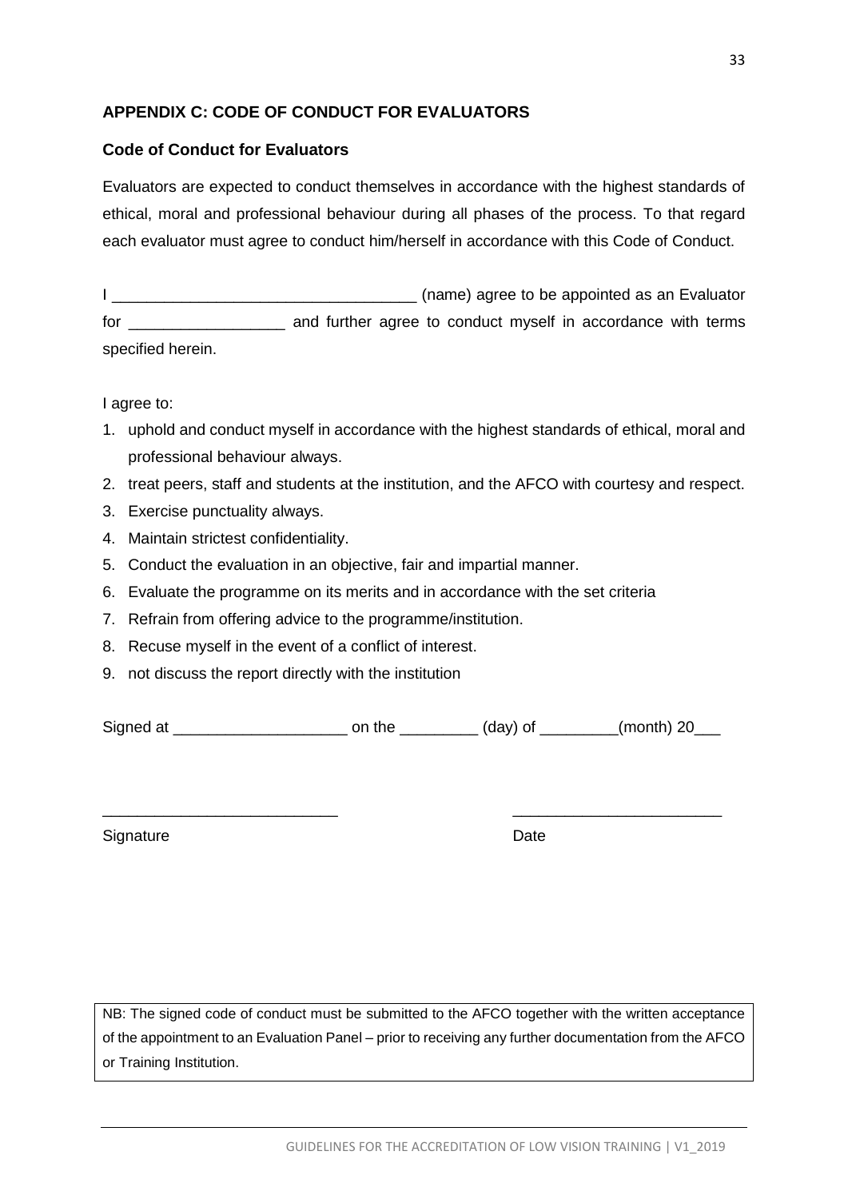## APPENDIX C: CODE OF CONDUCT FOR EVALUATORS

### Code of Conduct for Evaluators

Evaluators are expected to conduct themselves in accordance with the highest standards of ethical, moral and professional behaviour during all phases of the process. To that regard each evaluator must agree to conduct him/herself in accordance with this Code of Conduct.

I ___________________________________ (name) agree to be appointed as an Evaluator for __________________ and further agree to conduct myself in accordance with terms specified herein.

I agree to:

1. uphold and conduct myself in accordance with the highest standards of ethical, moral and professional behaviour always.
2. treat peers, staff and students at the institution, and the AFCO with courtesy and respect.
3. Exercise punctuality always.
4. Maintain strictest confidentiality.
5. Conduct the evaluation in an objective, fair and impartial manner.
6. Evaluate the programme on its merits and in accordance with the set criteria
7. Refrain from offering advice to the programme/institution.
8. Recuse myself in the event of a conflict of interest.
9. not discuss the report directly with the institution

Signed at ____________________ on the _________ (day) of _________(month) 20___

___________________________ ________________________

Signature Date

NB: The signed code of conduct must be submitted to the AFCO together with the written acceptance of the appointment to an Evaluation Panel – prior to receiving any further documentation from the AFCO or Training Institution.